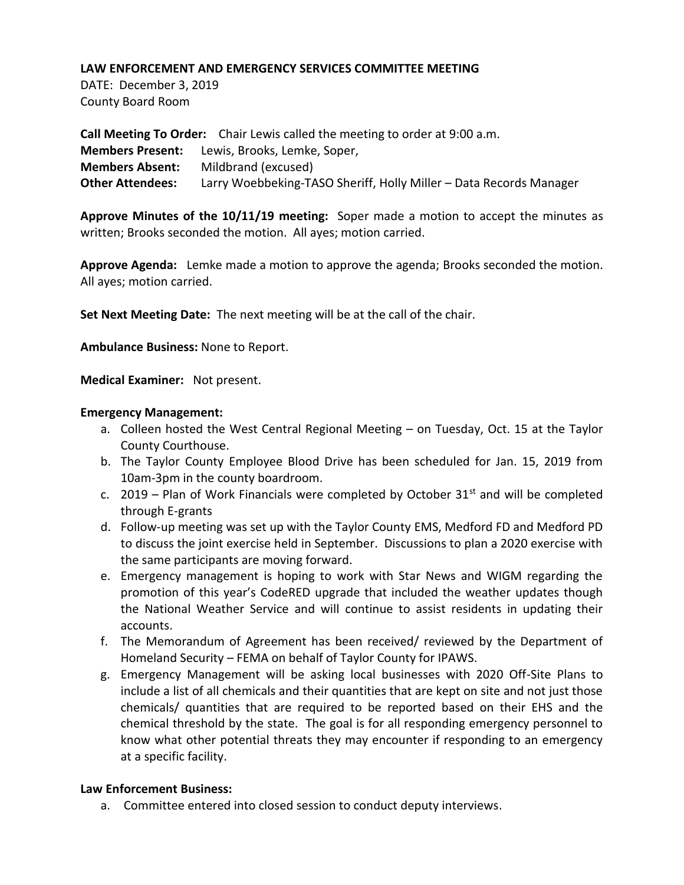**LAW ENFORCEMENT AND EMERGENCY SERVICES COMMITTEE MEETING**
DATE: December 3, 2019
County Board Room

**Call Meeting To Order:** Chair Lewis called the meeting to order at 9:00 a.m.
**Members Present:** Lewis, Brooks, Lemke, Soper,
**Members Absent:** Mildbrand (excused)
**Other Attendees:** Larry Woebbeking-TASO Sheriff, Holly Miller – Data Records Manager

**Approve Minutes of the 10/11/19 meeting:** Soper made a motion to accept the minutes as written; Brooks seconded the motion. All ayes; motion carried.

**Approve Agenda:** Lemke made a motion to approve the agenda; Brooks seconded the motion. All ayes; motion carried.

**Set Next Meeting Date:** The next meeting will be at the call of the chair.

**Ambulance Business:** None to Report.

**Medical Examiner:** Not present.

**Emergency Management:**

a. Colleen hosted the West Central Regional Meeting – on Tuesday, Oct. 15 at the Taylor County Courthouse.
b. The Taylor County Employee Blood Drive has been scheduled for Jan. 15, 2019 from 10am-3pm in the county boardroom.
c. 2019 – Plan of Work Financials were completed by October 31st and will be completed through E-grants
d. Follow-up meeting was set up with the Taylor County EMS, Medford FD and Medford PD to discuss the joint exercise held in September. Discussions to plan a 2020 exercise with the same participants are moving forward.
e. Emergency management is hoping to work with Star News and WIGM regarding the promotion of this year's CodeRED upgrade that included the weather updates though the National Weather Service and will continue to assist residents in updating their accounts.
f. The Memorandum of Agreement has been received/ reviewed by the Department of Homeland Security – FEMA on behalf of Taylor County for IPAWS.
g. Emergency Management will be asking local businesses with 2020 Off-Site Plans to include a list of all chemicals and their quantities that are kept on site and not just those chemicals/ quantities that are required to be reported based on their EHS and the chemical threshold by the state. The goal is for all responding emergency personnel to know what other potential threats they may encounter if responding to an emergency at a specific facility.

**Law Enforcement Business:**

a. Committee entered into closed session to conduct deputy interviews.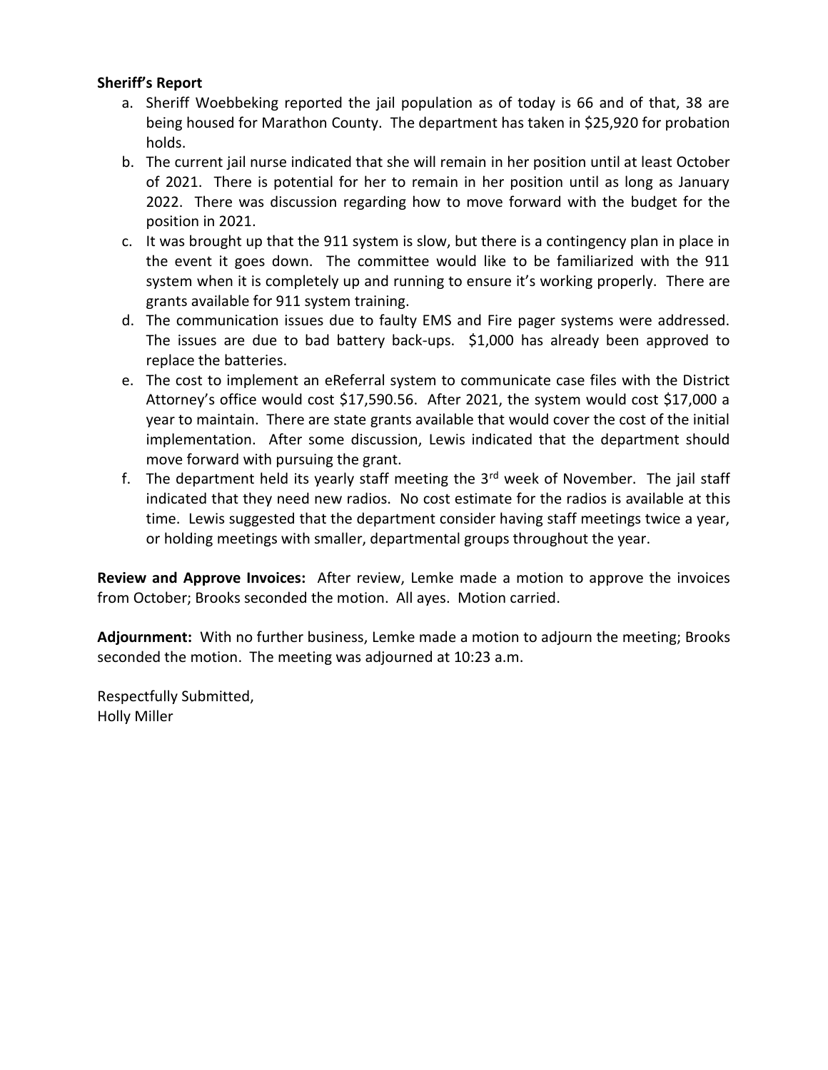**Sheriff's Report**

a. Sheriff Woebbeking reported the jail population as of today is 66 and of that, 38 are being housed for Marathon County. The department has taken in $25,920 for probation holds.
b. The current jail nurse indicated that she will remain in her position until at least October of 2021. There is potential for her to remain in her position until as long as January 2022. There was discussion regarding how to move forward with the budget for the position in 2021.
c. It was brought up that the 911 system is slow, but there is a contingency plan in place in the event it goes down. The committee would like to be familiarized with the 911 system when it is completely up and running to ensure it's working properly. There are grants available for 911 system training.
d. The communication issues due to faulty EMS and Fire pager systems were addressed. The issues are due to bad battery back-ups. $1,000 has already been approved to replace the batteries.
e. The cost to implement an eReferral system to communicate case files with the District Attorney's office would cost $17,590.56. After 2021, the system would cost $17,000 a year to maintain. There are state grants available that would cover the cost of the initial implementation. After some discussion, Lewis indicated that the department should move forward with pursuing the grant.
f. The department held its yearly staff meeting the 3rd week of November. The jail staff indicated that they need new radios. No cost estimate for the radios is available at this time. Lewis suggested that the department consider having staff meetings twice a year, or holding meetings with smaller, departmental groups throughout the year.

**Review and Approve Invoices:** After review, Lemke made a motion to approve the invoices from October; Brooks seconded the motion. All ayes. Motion carried.

**Adjournment:** With no further business, Lemke made a motion to adjourn the meeting; Brooks seconded the motion. The meeting was adjourned at 10:23 a.m.

Respectfully Submitted,
Holly Miller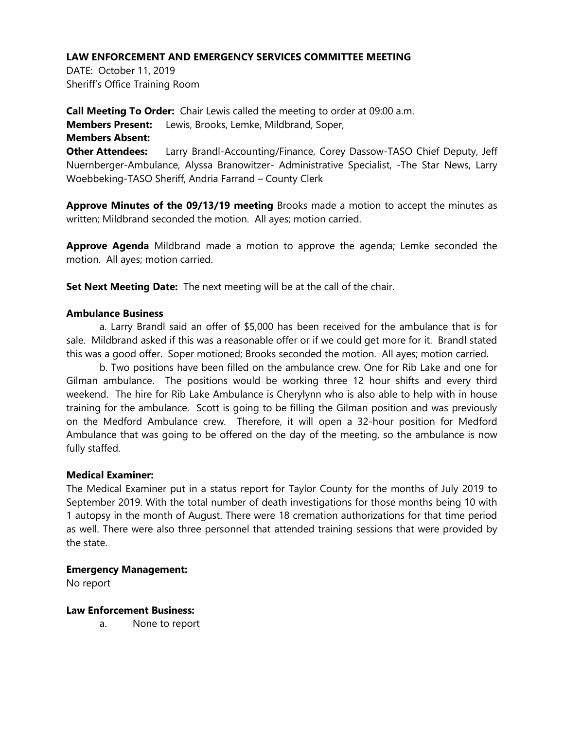**LAW ENFORCEMENT AND EMERGENCY SERVICES COMMITTEE MEETING**

DATE: October 11, 2019
Sheriff's Office Training Room

**Call Meeting To Order:** Chair Lewis called the meeting to order at 09:00 a.m.
**Members Present:** Lewis, Brooks, Lemke, Mildbrand, Soper,
**Members Absent:**
**Other Attendees:** Larry Brandl-Accounting/Finance, Corey Dassow-TASO Chief Deputy, Jeff Nuernberger-Ambulance, Alyssa Branowitzer- Administrative Specialist, -The Star News, Larry Woebbeking-TASO Sheriff, Andria Farrand – County Clerk

**Approve Minutes of the 09/13/19 meeting** Brooks made a motion to accept the minutes as written; Mildbrand seconded the motion. All ayes; motion carried.

**Approve Agenda** Mildbrand made a motion to approve the agenda; Lemke seconded the motion. All ayes; motion carried.

**Set Next Meeting Date:** The next meeting will be at the call of the chair.

**Ambulance Business**

a. Larry Brandl said an offer of $5,000 has been received for the ambulance that is for sale. Mildbrand asked if this was a reasonable offer or if we could get more for it. Brandl stated this was a good offer. Soper motioned; Brooks seconded the motion. All ayes; motion carried.

b. Two positions have been filled on the ambulance crew. One for Rib Lake and one for Gilman ambulance. The positions would be working three 12 hour shifts and every third weekend. The hire for Rib Lake Ambulance is Cherylynn who is also able to help with in house training for the ambulance. Scott is going to be filling the Gilman position and was previously on the Medford Ambulance crew. Therefore, it will open a 32-hour position for Medford Ambulance that was going to be offered on the day of the meeting, so the ambulance is now fully staffed.

**Medical Examiner:**

The Medical Examiner put in a status report for Taylor County for the months of July 2019 to September 2019. With the total number of death investigations for those months being 10 with 1 autopsy in the month of August. There were 18 cremation authorizations for that time period as well. There were also three personnel that attended training sessions that were provided by the state.

**Emergency Management:**

No report

**Law Enforcement Business:**

a. None to report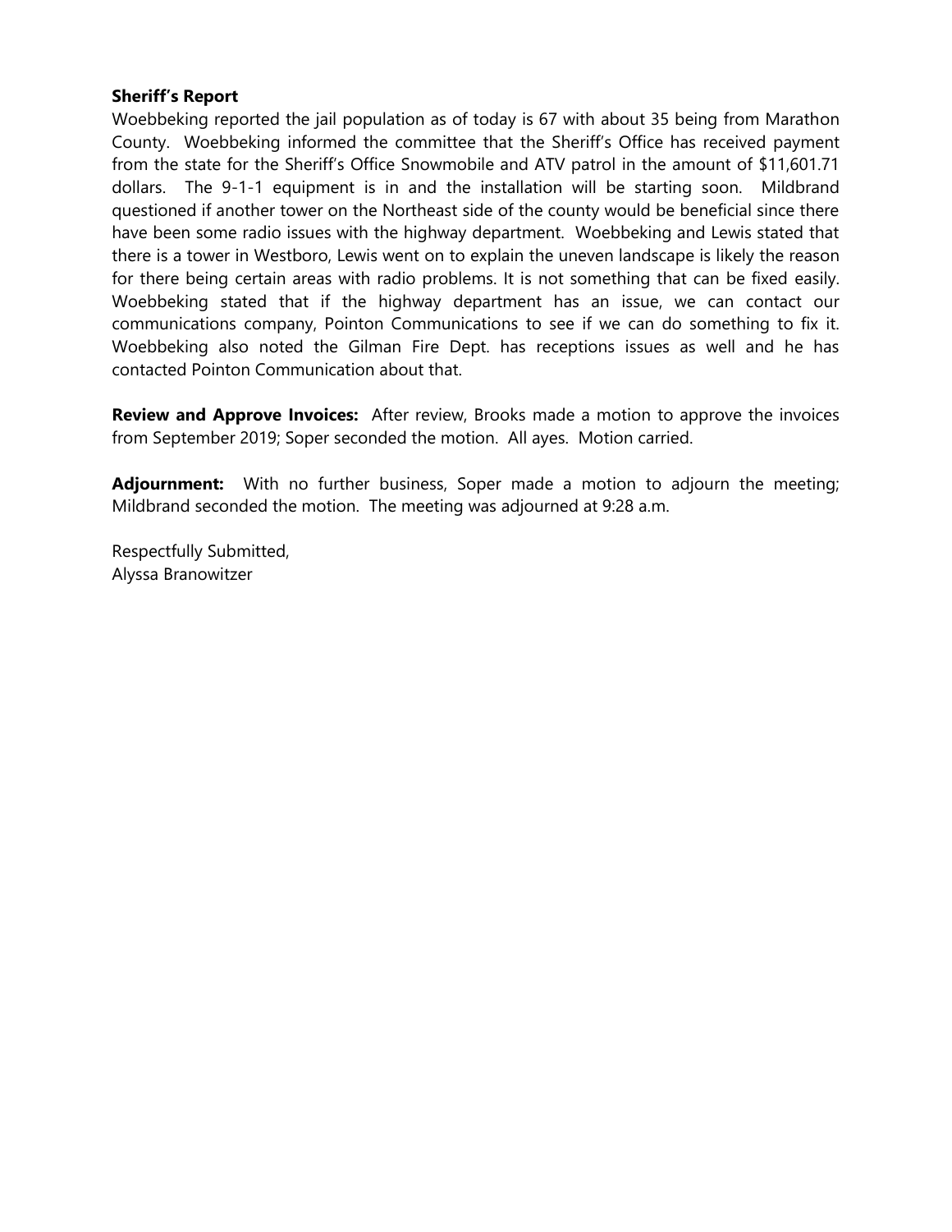**Sheriff's Report**

Woebbeking reported the jail population as of today is 67 with about 35 being from Marathon County. Woebbeking informed the committee that the Sheriff's Office has received payment from the state for the Sheriff's Office Snowmobile and ATV patrol in the amount of $11,601.71 dollars. The 9-1-1 equipment is in and the installation will be starting soon. Mildbrand questioned if another tower on the Northeast side of the county would be beneficial since there have been some radio issues with the highway department. Woebbeking and Lewis stated that there is a tower in Westboro, Lewis went on to explain the uneven landscape is likely the reason for there being certain areas with radio problems. It is not something that can be fixed easily. Woebbeking stated that if the highway department has an issue, we can contact our communications company, Pointon Communications to see if we can do something to fix it. Woebbeking also noted the Gilman Fire Dept. has receptions issues as well and he has contacted Pointon Communication about that.

**Review and Approve Invoices:** After review, Brooks made a motion to approve the invoices from September 2019; Soper seconded the motion. All ayes. Motion carried.

**Adjournment:** With no further business, Soper made a motion to adjourn the meeting; Mildbrand seconded the motion. The meeting was adjourned at 9:28 a.m.

Respectfully Submitted,
Alyssa Branowitzer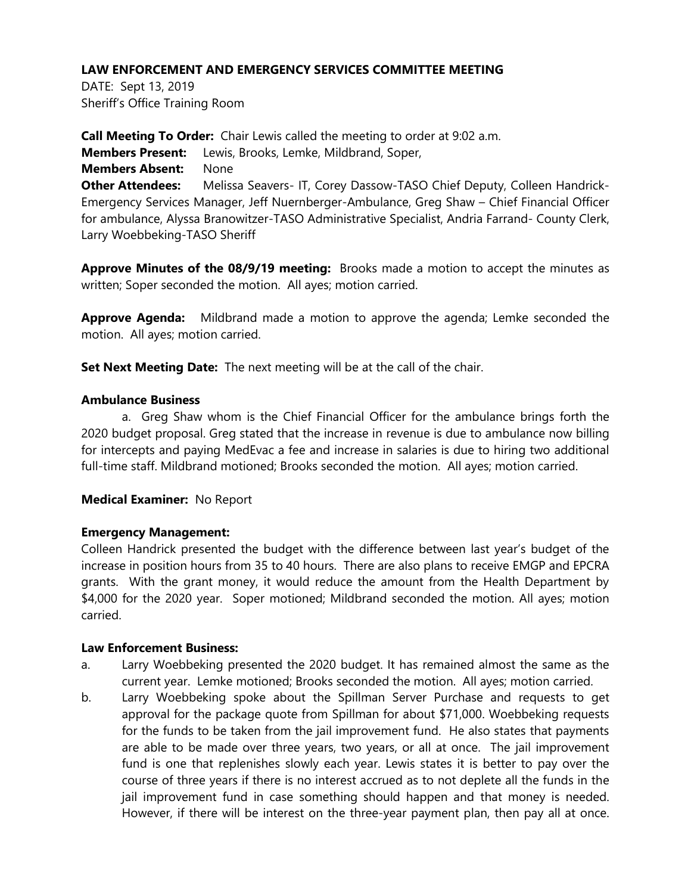**LAW ENFORCEMENT AND EMERGENCY SERVICES COMMITTEE MEETING**

DATE: Sept 13, 2019

Sheriff's Office Training Room

**Call Meeting To Order:** Chair Lewis called the meeting to order at 9:02 a.m.

**Members Present:** Lewis, Brooks, Lemke, Mildbrand, Soper,

**Members Absent:** None

**Other Attendees:** Melissa Seavers- IT, Corey Dassow-TASO Chief Deputy, Colleen Handrick-Emergency Services Manager, Jeff Nuernberger-Ambulance, Greg Shaw – Chief Financial Officer for ambulance, Alyssa Branowitzer-TASO Administrative Specialist, Andria Farrand- County Clerk, Larry Woebbeking-TASO Sheriff

**Approve Minutes of the 08/9/19 meeting:** Brooks made a motion to accept the minutes as written; Soper seconded the motion. All ayes; motion carried.

**Approve Agenda:** Mildbrand made a motion to approve the agenda; Lemke seconded the motion. All ayes; motion carried.

**Set Next Meeting Date:** The next meeting will be at the call of the chair.

**Ambulance Business**

a. Greg Shaw whom is the Chief Financial Officer for the ambulance brings forth the 2020 budget proposal. Greg stated that the increase in revenue is due to ambulance now billing for intercepts and paying MedEvac a fee and increase in salaries is due to hiring two additional full-time staff. Mildbrand motioned; Brooks seconded the motion. All ayes; motion carried.

**Medical Examiner:** No Report

**Emergency Management:**

Colleen Handrick presented the budget with the difference between last year's budget of the increase in position hours from 35 to 40 hours. There are also plans to receive EMGP and EPCRA grants. With the grant money, it would reduce the amount from the Health Department by $4,000 for the 2020 year. Soper motioned; Mildbrand seconded the motion. All ayes; motion carried.

**Law Enforcement Business:**

a. Larry Woebbeking presented the 2020 budget. It has remained almost the same as the current year. Lemke motioned; Brooks seconded the motion. All ayes; motion carried.

b. Larry Woebbeking spoke about the Spillman Server Purchase and requests to get approval for the package quote from Spillman for about $71,000. Woebbeking requests for the funds to be taken from the jail improvement fund. He also states that payments are able to be made over three years, two years, or all at once. The jail improvement fund is one that replenishes slowly each year. Lewis states it is better to pay over the course of three years if there is no interest accrued as to not deplete all the funds in the jail improvement fund in case something should happen and that money is needed. However, if there will be interest on the three-year payment plan, then pay all at once.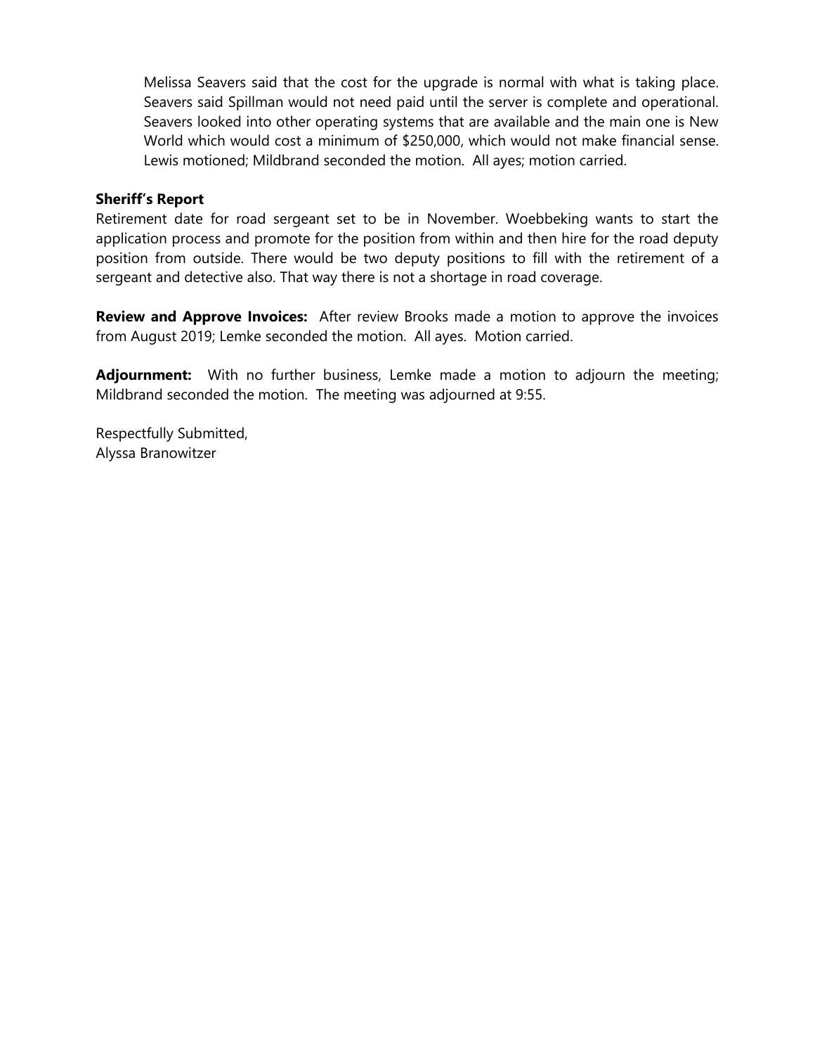Melissa Seavers said that the cost for the upgrade is normal with what is taking place. Seavers said Spillman would not need paid until the server is complete and operational. Seavers looked into other operating systems that are available and the main one is New World which would cost a minimum of $250,000, which would not make financial sense. Lewis motioned; Mildbrand seconded the motion. All ayes; motion carried.

**Sheriff's Report**

Retirement date for road sergeant set to be in November. Woebbeking wants to start the application process and promote for the position from within and then hire for the road deputy position from outside. There would be two deputy positions to fill with the retirement of a sergeant and detective also. That way there is not a shortage in road coverage.

**Review and Approve Invoices:** After review Brooks made a motion to approve the invoices from August 2019; Lemke seconded the motion. All ayes. Motion carried.

**Adjournment:** With no further business, Lemke made a motion to adjourn the meeting; Mildbrand seconded the motion. The meeting was adjourned at 9:55.

Respectfully Submitted,
Alyssa Branowitzer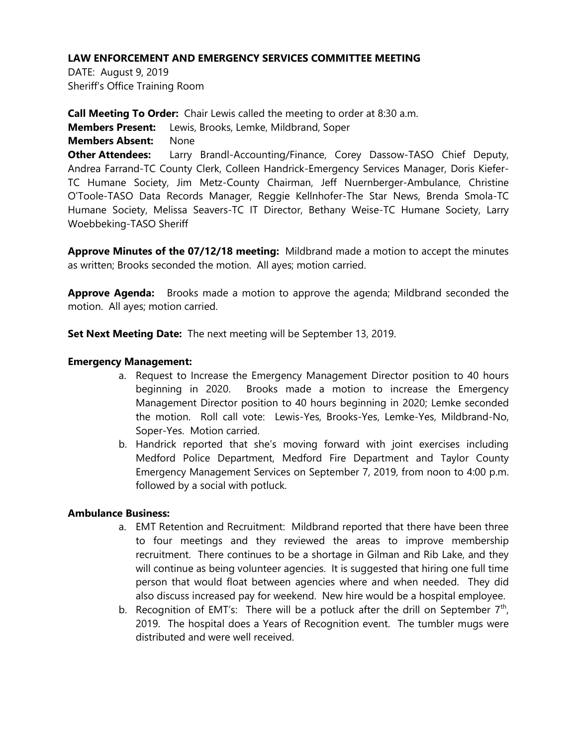**LAW ENFORCEMENT AND EMERGENCY SERVICES COMMITTEE MEETING**

DATE: August 9, 2019
Sheriff's Office Training Room

**Call Meeting To Order:** Chair Lewis called the meeting to order at 8:30 a.m.

**Members Present:** Lewis, Brooks, Lemke, Mildbrand, Soper

**Members Absent:** None

**Other Attendees:** Larry Brandl-Accounting/Finance, Corey Dassow-TASO Chief Deputy, Andrea Farrand-TC County Clerk, Colleen Handrick-Emergency Services Manager, Doris Kiefer-TC Humane Society, Jim Metz-County Chairman, Jeff Nuernberger-Ambulance, Christine O'Toole-TASO Data Records Manager, Reggie Kellnhofer-The Star News, Brenda Smola-TC Humane Society, Melissa Seavers-TC IT Director, Bethany Weise-TC Humane Society, Larry Woebbeking-TASO Sheriff

**Approve Minutes of the 07/12/18 meeting:** Mildbrand made a motion to accept the minutes as written; Brooks seconded the motion. All ayes; motion carried.

**Approve Agenda:** Brooks made a motion to approve the agenda; Mildbrand seconded the motion. All ayes; motion carried.

**Set Next Meeting Date:** The next meeting will be September 13, 2019.

**Emergency Management:**

a. Request to Increase the Emergency Management Director position to 40 hours beginning in 2020. Brooks made a motion to increase the Emergency Management Director position to 40 hours beginning in 2020; Lemke seconded the motion. Roll call vote: Lewis-Yes, Brooks-Yes, Lemke-Yes, Mildbrand-No, Soper-Yes. Motion carried.
b. Handrick reported that she's moving forward with joint exercises including Medford Police Department, Medford Fire Department and Taylor County Emergency Management Services on September 7, 2019, from noon to 4:00 p.m. followed by a social with potluck.

**Ambulance Business:**

a. EMT Retention and Recruitment: Mildbrand reported that there have been three to four meetings and they reviewed the areas to improve membership recruitment. There continues to be a shortage in Gilman and Rib Lake, and they will continue as being volunteer agencies. It is suggested that hiring one full time person that would float between agencies where and when needed. They did also discuss increased pay for weekend. New hire would be a hospital employee.
b. Recognition of EMT's: There will be a potluck after the drill on September 7th, 2019. The hospital does a Years of Recognition event. The tumbler mugs were distributed and were well received.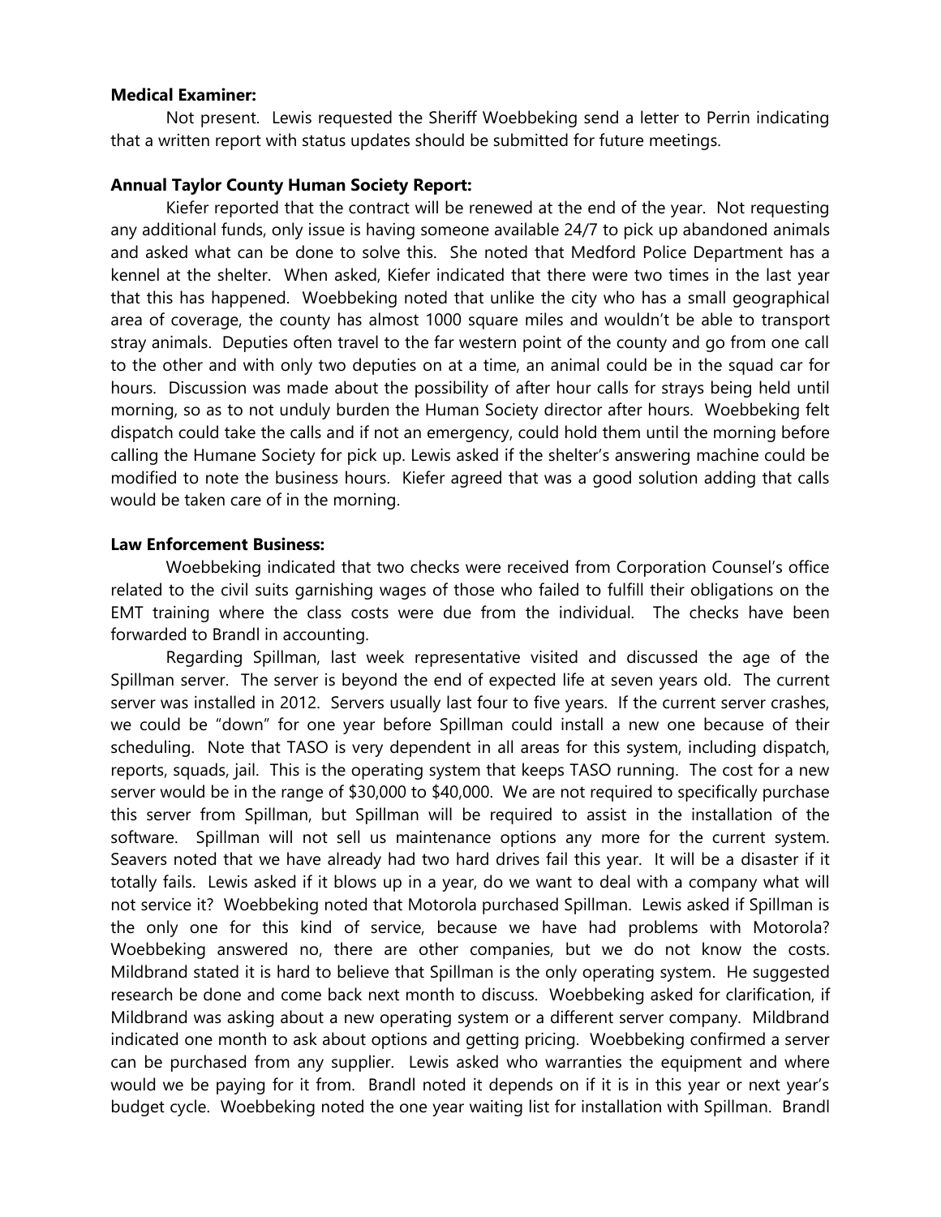**Medical Examiner:**

Not present. Lewis requested the Sheriff Woebbeking send a letter to Perrin indicating that a written report with status updates should be submitted for future meetings.

**Annual Taylor County Human Society Report:**

Kiefer reported that the contract will be renewed at the end of the year. Not requesting any additional funds, only issue is having someone available 24/7 to pick up abandoned animals and asked what can be done to solve this. She noted that Medford Police Department has a kennel at the shelter. When asked, Kiefer indicated that there were two times in the last year that this has happened. Woebbeking noted that unlike the city who has a small geographical area of coverage, the county has almost 1000 square miles and wouldn't be able to transport stray animals. Deputies often travel to the far western point of the county and go from one call to the other and with only two deputies on at a time, an animal could be in the squad car for hours. Discussion was made about the possibility of after hour calls for strays being held until morning, so as to not unduly burden the Human Society director after hours. Woebbeking felt dispatch could take the calls and if not an emergency, could hold them until the morning before calling the Humane Society for pick up. Lewis asked if the shelter's answering machine could be modified to note the business hours. Kiefer agreed that was a good solution adding that calls would be taken care of in the morning.

**Law Enforcement Business:**

Woebbeking indicated that two checks were received from Corporation Counsel's office related to the civil suits garnishing wages of those who failed to fulfill their obligations on the EMT training where the class costs were due from the individual. The checks have been forwarded to Brandl in accounting.

Regarding Spillman, last week representative visited and discussed the age of the Spillman server. The server is beyond the end of expected life at seven years old. The current server was installed in 2012. Servers usually last four to five years. If the current server crashes, we could be "down" for one year before Spillman could install a new one because of their scheduling. Note that TASO is very dependent in all areas for this system, including dispatch, reports, squads, jail. This is the operating system that keeps TASO running. The cost for a new server would be in the range of $30,000 to $40,000. We are not required to specifically purchase this server from Spillman, but Spillman will be required to assist in the installation of the software. Spillman will not sell us maintenance options any more for the current system. Seavers noted that we have already had two hard drives fail this year. It will be a disaster if it totally fails. Lewis asked if it blows up in a year, do we want to deal with a company what will not service it? Woebbeking noted that Motorola purchased Spillman. Lewis asked if Spillman is the only one for this kind of service, because we have had problems with Motorola? Woebbeking answered no, there are other companies, but we do not know the costs. Mildbrand stated it is hard to believe that Spillman is the only operating system. He suggested research be done and come back next month to discuss. Woebbeking asked for clarification, if Mildbrand was asking about a new operating system or a different server company. Mildbrand indicated one month to ask about options and getting pricing. Woebbeking confirmed a server can be purchased from any supplier. Lewis asked who warranties the equipment and where would we be paying for it from. Brandl noted it depends on if it is in this year or next year's budget cycle. Woebbeking noted the one year waiting list for installation with Spillman. Brandl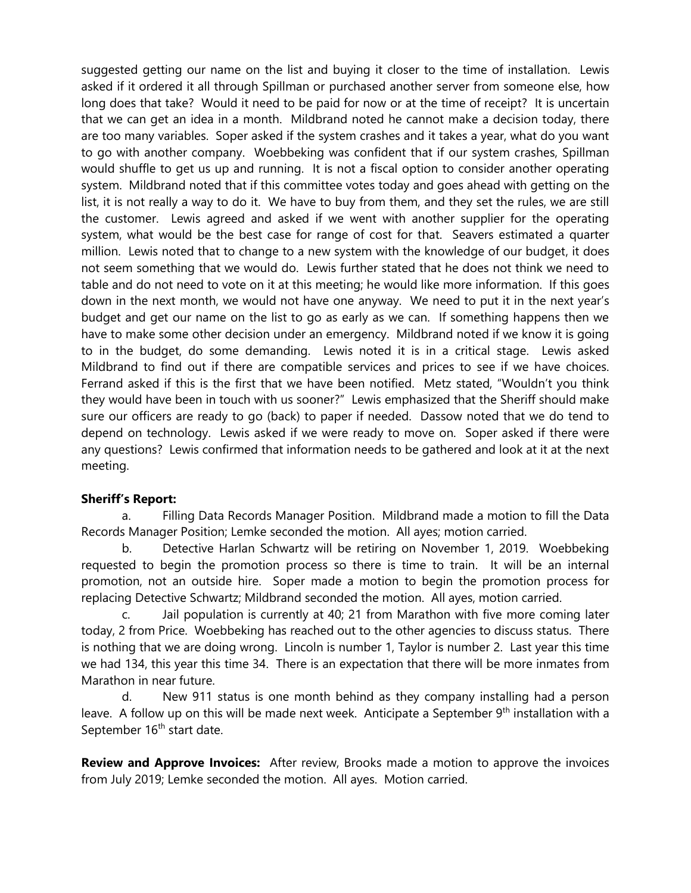suggested getting our name on the list and buying it closer to the time of installation. Lewis asked if it ordered it all through Spillman or purchased another server from someone else, how long does that take? Would it need to be paid for now or at the time of receipt? It is uncertain that we can get an idea in a month. Mildbrand noted he cannot make a decision today, there are too many variables. Soper asked if the system crashes and it takes a year, what do you want to go with another company. Woebbeking was confident that if our system crashes, Spillman would shuffle to get us up and running. It is not a fiscal option to consider another operating system. Mildbrand noted that if this committee votes today and goes ahead with getting on the list, it is not really a way to do it. We have to buy from them, and they set the rules, we are still the customer. Lewis agreed and asked if we went with another supplier for the operating system, what would be the best case for range of cost for that. Seavers estimated a quarter million. Lewis noted that to change to a new system with the knowledge of our budget, it does not seem something that we would do. Lewis further stated that he does not think we need to table and do not need to vote on it at this meeting; he would like more information. If this goes down in the next month, we would not have one anyway. We need to put it in the next year's budget and get our name on the list to go as early as we can. If something happens then we have to make some other decision under an emergency. Mildbrand noted if we know it is going to in the budget, do some demanding. Lewis noted it is in a critical stage. Lewis asked Mildbrand to find out if there are compatible services and prices to see if we have choices. Ferrand asked if this is the first that we have been notified. Metz stated, "Wouldn't you think they would have been in touch with us sooner?" Lewis emphasized that the Sheriff should make sure our officers are ready to go (back) to paper if needed. Dassow noted that we do tend to depend on technology. Lewis asked if we were ready to move on. Soper asked if there were any questions? Lewis confirmed that information needs to be gathered and look at it at the next meeting.

**Sheriff's Report:**

a. Filling Data Records Manager Position. Mildbrand made a motion to fill the Data Records Manager Position; Lemke seconded the motion. All ayes; motion carried.

b. Detective Harlan Schwartz will be retiring on November 1, 2019. Woebbeking requested to begin the promotion process so there is time to train. It will be an internal promotion, not an outside hire. Soper made a motion to begin the promotion process for replacing Detective Schwartz; Mildbrand seconded the motion. All ayes, motion carried.

c. Jail population is currently at 40; 21 from Marathon with five more coming later today, 2 from Price. Woebbeking has reached out to the other agencies to discuss status. There is nothing that we are doing wrong. Lincoln is number 1, Taylor is number 2. Last year this time we had 134, this year this time 34. There is an expectation that there will be more inmates from Marathon in near future.

d. New 911 status is one month behind as they company installing had a person leave. A follow up on this will be made next week. Anticipate a September 9th installation with a September 16th start date.

**Review and Approve Invoices:** After review, Brooks made a motion to approve the invoices from July 2019; Lemke seconded the motion. All ayes. Motion carried.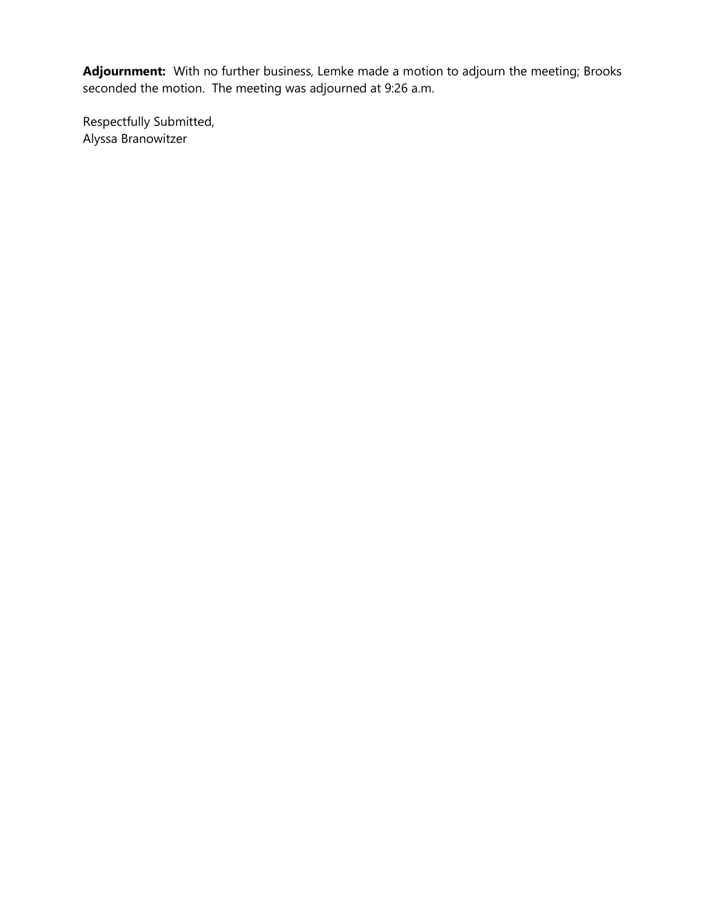**Adjournment:** With no further business, Lemke made a motion to adjourn the meeting; Brooks seconded the motion. The meeting was adjourned at 9:26 a.m.

Respectfully Submitted,
Alyssa Branowitzer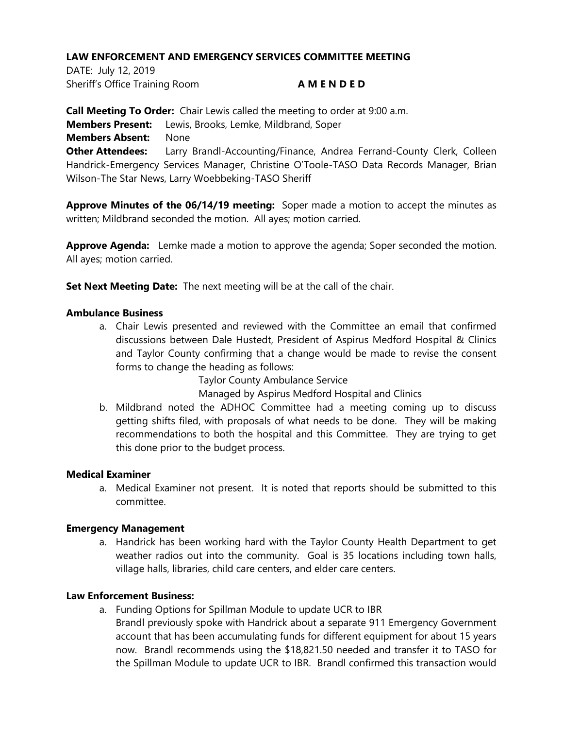**LAW ENFORCEMENT AND EMERGENCY SERVICES COMMITTEE MEETING**

DATE: July 12, 2019

Sheriff's Office Training Room **A M E N D E D**

**Call Meeting To Order:** Chair Lewis called the meeting to order at 9:00 a.m.

**Members Present:** Lewis, Brooks, Lemke, Mildbrand, Soper

**Members Absent:** None

**Other Attendees:** Larry Brandl-Accounting/Finance, Andrea Ferrand-County Clerk, Colleen Handrick-Emergency Services Manager, Christine O'Toole-TASO Data Records Manager, Brian Wilson-The Star News, Larry Woebbeking-TASO Sheriff

**Approve Minutes of the 06/14/19 meeting:** Soper made a motion to accept the minutes as written; Mildbrand seconded the motion. All ayes; motion carried.

**Approve Agenda:** Lemke made a motion to approve the agenda; Soper seconded the motion. All ayes; motion carried.

**Set Next Meeting Date:** The next meeting will be at the call of the chair.

**Ambulance Business**

a. Chair Lewis presented and reviewed with the Committee an email that confirmed discussions between Dale Hustedt, President of Aspirus Medford Hospital & Clinics and Taylor County confirming that a change would be made to revise the consent forms to change the heading as follows:

   Taylor County Ambulance Service
   Managed by Aspirus Medford Hospital and Clinics

b. Mildbrand noted the ADHOC Committee had a meeting coming up to discuss getting shifts filed, with proposals of what needs to be done. They will be making recommendations to both the hospital and this Committee. They are trying to get this done prior to the budget process.

**Medical Examiner**

a. Medical Examiner not present. It is noted that reports should be submitted to this committee.

**Emergency Management**

a. Handrick has been working hard with the Taylor County Health Department to get weather radios out into the community. Goal is 35 locations including town halls, village halls, libraries, child care centers, and elder care centers.

**Law Enforcement Business:**

a. Funding Options for Spillman Module to update UCR to IBR
   Brandl previously spoke with Handrick about a separate 911 Emergency Government account that has been accumulating funds for different equipment for about 15 years now. Brandl recommends using the $18,821.50 needed and transfer it to TASO for the Spillman Module to update UCR to IBR. Brandl confirmed this transaction would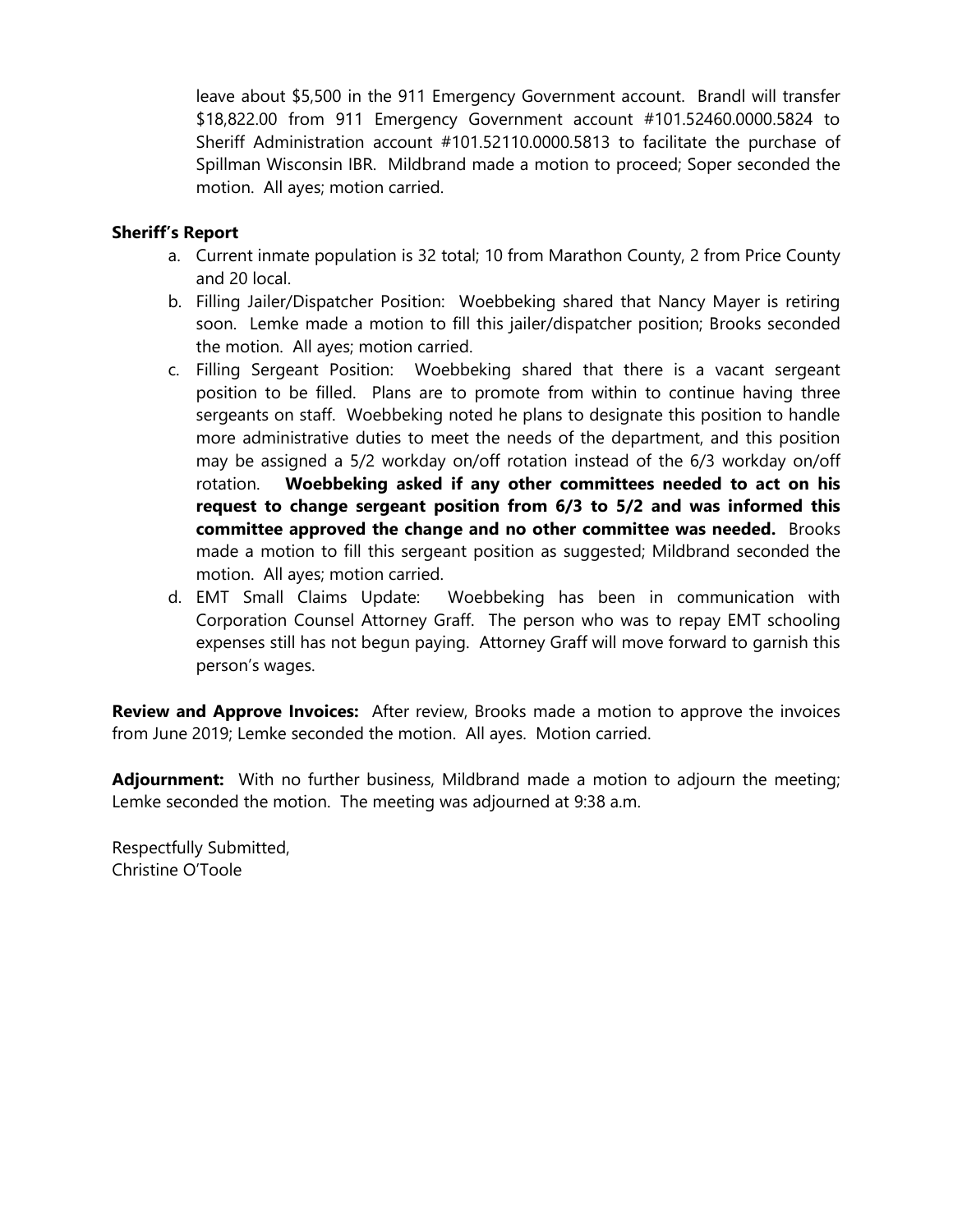leave about $5,500 in the 911 Emergency Government account. Brandl will transfer $18,822.00 from 911 Emergency Government account #101.52460.0000.5824 to Sheriff Administration account #101.52110.0000.5813 to facilitate the purchase of Spillman Wisconsin IBR. Mildbrand made a motion to proceed; Soper seconded the motion. All ayes; motion carried.

**Sheriff's Report**

a. Current inmate population is 32 total; 10 from Marathon County, 2 from Price County and 20 local.
b. Filling Jailer/Dispatcher Position: Woebbeking shared that Nancy Mayer is retiring soon. Lemke made a motion to fill this jailer/dispatcher position; Brooks seconded the motion. All ayes; motion carried.
c. Filling Sergeant Position: Woebbeking shared that there is a vacant sergeant position to be filled. Plans are to promote from within to continue having three sergeants on staff. Woebbeking noted he plans to designate this position to handle more administrative duties to meet the needs of the department, and this position may be assigned a 5/2 workday on/off rotation instead of the 6/3 workday on/off rotation. **Woebbeking asked if any other committees needed to act on his request to change sergeant position from 6/3 to 5/2 and was informed this committee approved the change and no other committee was needed.** Brooks made a motion to fill this sergeant position as suggested; Mildbrand seconded the motion. All ayes; motion carried.
d. EMT Small Claims Update: Woebbeking has been in communication with Corporation Counsel Attorney Graff. The person who was to repay EMT schooling expenses still has not begun paying. Attorney Graff will move forward to garnish this person's wages.

**Review and Approve Invoices:** After review, Brooks made a motion to approve the invoices from June 2019; Lemke seconded the motion. All ayes. Motion carried.

**Adjournment:** With no further business, Mildbrand made a motion to adjourn the meeting; Lemke seconded the motion. The meeting was adjourned at 9:38 a.m.

Respectfully Submitted,
Christine O'Toole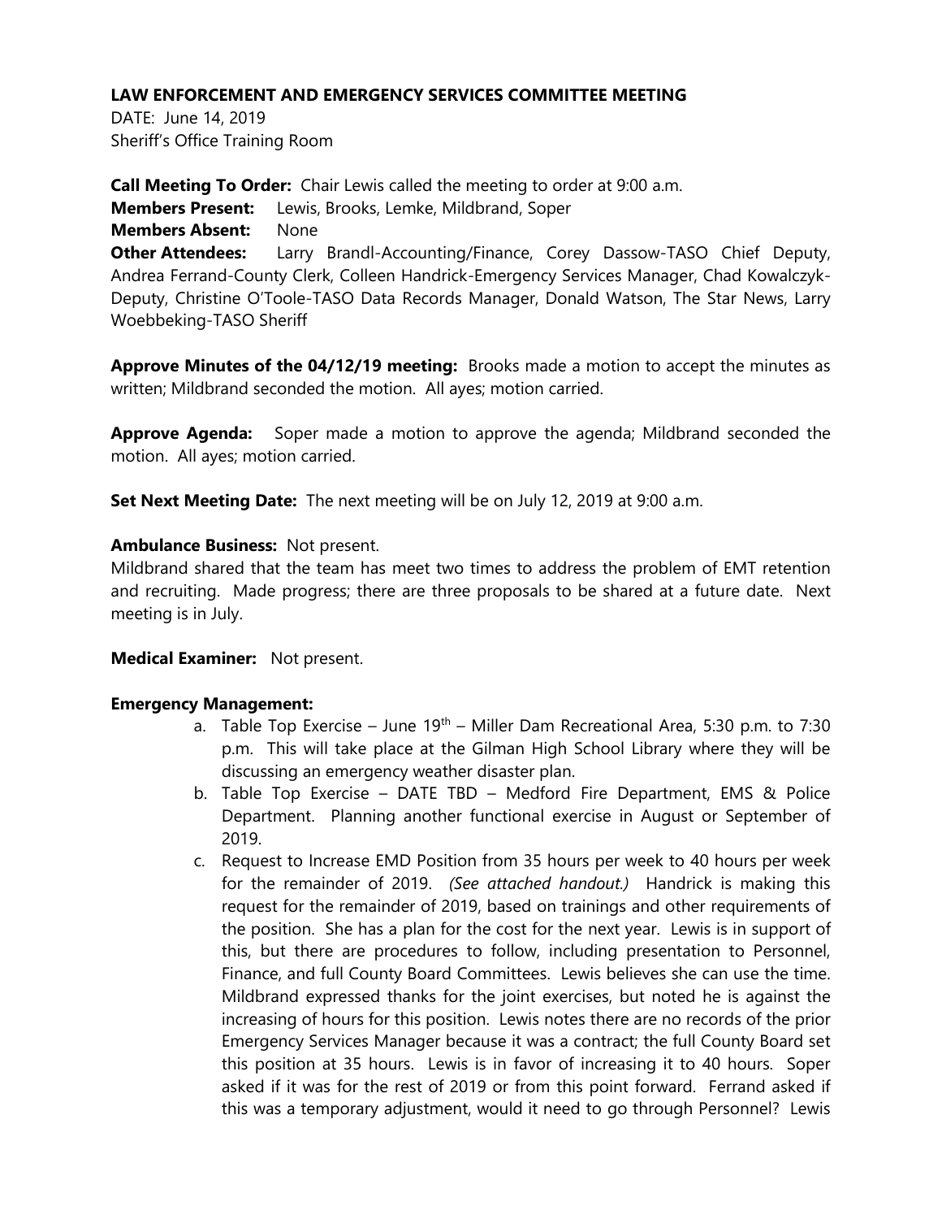**LAW ENFORCEMENT AND EMERGENCY SERVICES COMMITTEE MEETING**

DATE: June 14, 2019
Sheriff's Office Training Room

**Call Meeting To Order:** Chair Lewis called the meeting to order at 9:00 a.m.
**Members Present:** Lewis, Brooks, Lemke, Mildbrand, Soper
**Members Absent:** None
**Other Attendees:** Larry Brandl-Accounting/Finance, Corey Dassow-TASO Chief Deputy, Andrea Ferrand-County Clerk, Colleen Handrick-Emergency Services Manager, Chad Kowalczyk-Deputy, Christine O'Toole-TASO Data Records Manager, Donald Watson, The Star News, Larry Woebbeking-TASO Sheriff

**Approve Minutes of the 04/12/19 meeting:** Brooks made a motion to accept the minutes as written; Mildbrand seconded the motion. All ayes; motion carried.

**Approve Agenda:** Soper made a motion to approve the agenda; Mildbrand seconded the motion. All ayes; motion carried.

**Set Next Meeting Date:** The next meeting will be on July 12, 2019 at 9:00 a.m.

**Ambulance Business:** Not present.
Mildbrand shared that the team has meet two times to address the problem of EMT retention and recruiting. Made progress; there are three proposals to be shared at a future date. Next meeting is in July.

**Medical Examiner:** Not present.

**Emergency Management:**

a. Table Top Exercise – June 19th – Miller Dam Recreational Area, 5:30 p.m. to 7:30 p.m. This will take place at the Gilman High School Library where they will be discussing an emergency weather disaster plan.
b. Table Top Exercise – DATE TBD – Medford Fire Department, EMS & Police Department. Planning another functional exercise in August or September of 2019.
c. Request to Increase EMD Position from 35 hours per week to 40 hours per week for the remainder of 2019. *(See attached handout.)* Handrick is making this request for the remainder of 2019, based on trainings and other requirements of the position. She has a plan for the cost for the next year. Lewis is in support of this, but there are procedures to follow, including presentation to Personnel, Finance, and full County Board Committees. Lewis believes she can use the time. Mildbrand expressed thanks for the joint exercises, but noted he is against the increasing of hours for this position. Lewis notes there are no records of the prior Emergency Services Manager because it was a contract; the full County Board set this position at 35 hours. Lewis is in favor of increasing it to 40 hours. Soper asked if it was for the rest of 2019 or from this point forward. Ferrand asked if this was a temporary adjustment, would it need to go through Personnel? Lewis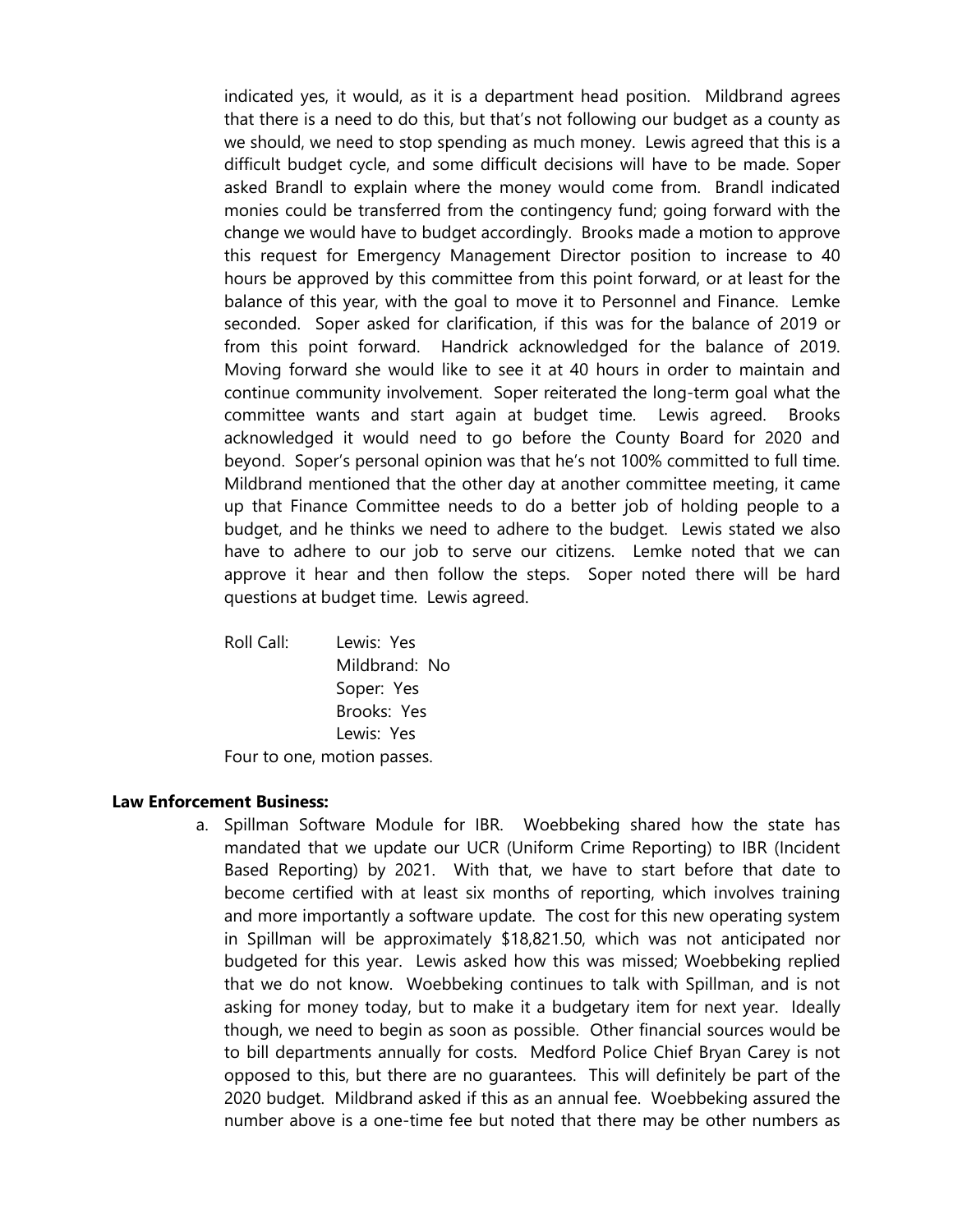indicated yes, it would, as it is a department head position. Mildbrand agrees that there is a need to do this, but that's not following our budget as a county as we should, we need to stop spending as much money. Lewis agreed that this is a difficult budget cycle, and some difficult decisions will have to be made. Soper asked Brandl to explain where the money would come from. Brandl indicated monies could be transferred from the contingency fund; going forward with the change we would have to budget accordingly. Brooks made a motion to approve this request for Emergency Management Director position to increase to 40 hours be approved by this committee from this point forward, or at least for the balance of this year, with the goal to move it to Personnel and Finance. Lemke seconded. Soper asked for clarification, if this was for the balance of 2019 or from this point forward. Handrick acknowledged for the balance of 2019. Moving forward she would like to see it at 40 hours in order to maintain and continue community involvement. Soper reiterated the long-term goal what the committee wants and start again at budget time. Lewis agreed. Brooks acknowledged it would need to go before the County Board for 2020 and beyond. Soper's personal opinion was that he's not 100% committed to full time. Mildbrand mentioned that the other day at another committee meeting, it came up that Finance Committee needs to do a better job of holding people to a budget, and he thinks we need to adhere to the budget. Lewis stated we also have to adhere to our job to serve our citizens. Lemke noted that we can approve it hear and then follow the steps. Soper noted there will be hard questions at budget time. Lewis agreed.

Roll Call: Lewis: Yes
Mildbrand: No
Soper: Yes
Brooks: Yes
Lewis: Yes

Four to one, motion passes.

**Law Enforcement Business:**

a. Spillman Software Module for IBR. Woebbeking shared how the state has mandated that we update our UCR (Uniform Crime Reporting) to IBR (Incident Based Reporting) by 2021. With that, we have to start before that date to become certified with at least six months of reporting, which involves training and more importantly a software update. The cost for this new operating system in Spillman will be approximately $18,821.50, which was not anticipated nor budgeted for this year. Lewis asked how this was missed; Woebbeking replied that we do not know. Woebbeking continues to talk with Spillman, and is not asking for money today, but to make it a budgetary item for next year. Ideally though, we need to begin as soon as possible. Other financial sources would be to bill departments annually for costs. Medford Police Chief Bryan Carey is not opposed to this, but there are no guarantees. This will definitely be part of the 2020 budget. Mildbrand asked if this as an annual fee. Woebbeking assured the number above is a one-time fee but noted that there may be other numbers as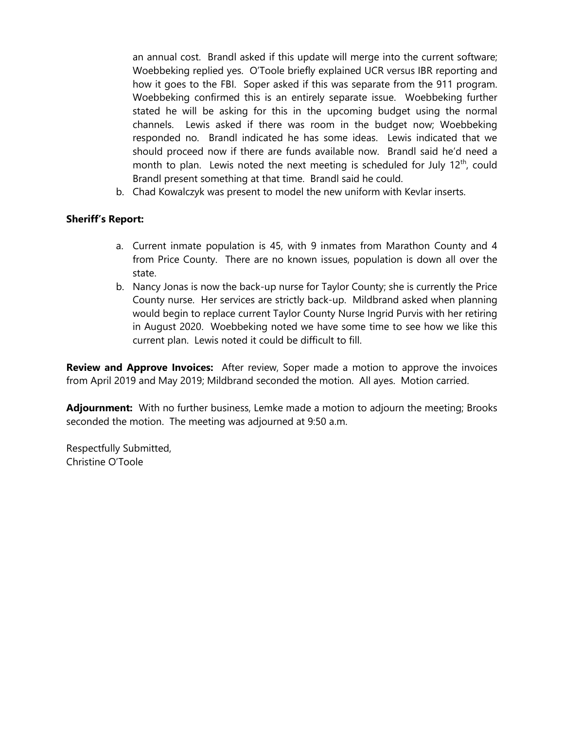an annual cost. Brandl asked if this update will merge into the current software; Woebbeking replied yes. O'Toole briefly explained UCR versus IBR reporting and how it goes to the FBI. Soper asked if this was separate from the 911 program. Woebbeking confirmed this is an entirely separate issue. Woebbeking further stated he will be asking for this in the upcoming budget using the normal channels. Lewis asked if there was room in the budget now; Woebbeking responded no. Brandl indicated he has some ideas. Lewis indicated that we should proceed now if there are funds available now. Brandl said he'd need a month to plan. Lewis noted the next meeting is scheduled for July 12th, could Brandl present something at that time. Brandl said he could.

b. Chad Kowalczyk was present to model the new uniform with Kevlar inserts.

**Sheriff's Report:**

a. Current inmate population is 45, with 9 inmates from Marathon County and 4 from Price County. There are no known issues, population is down all over the state.
b. Nancy Jonas is now the back-up nurse for Taylor County; she is currently the Price County nurse. Her services are strictly back-up. Mildbrand asked when planning would begin to replace current Taylor County Nurse Ingrid Purvis with her retiring in August 2020. Woebbeking noted we have some time to see how we like this current plan. Lewis noted it could be difficult to fill.

**Review and Approve Invoices:** After review, Soper made a motion to approve the invoices from April 2019 and May 2019; Mildbrand seconded the motion. All ayes. Motion carried.

**Adjournment:** With no further business, Lemke made a motion to adjourn the meeting; Brooks seconded the motion. The meeting was adjourned at 9:50 a.m.

Respectfully Submitted,
Christine O'Toole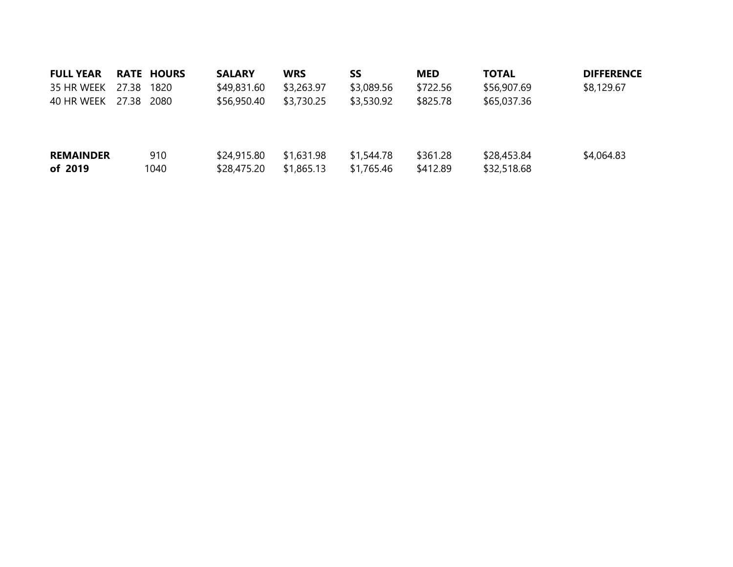| FULL YEAR | RATE | HOURS | SALARY | WRS | SS | MED | TOTAL | DIFFERENCE |
|---|---|---|---|---|---|---|---|---|
| 35 HR WEEK | 27.38 | 1820 | $49,831.60 | $3,263.97 | $3,089.56 | $722.56 | $56,907.69 | $8,129.67 |
| 40 HR WEEK | 27.38 | 2080 | $56,950.40 | $3,730.25 | $3,530.92 | $825.78 | $65,037.36 | |
| | | | | | | | | |
| **REMAINDER** | | 910 | $24,915.80 | $1,631.98 | $1,544.78 | $361.28 | $28,453.84 | $4,064.83 |
| **of 2019** | | 1040 | $28,475.20 | $1,865.13 | $1,765.46 | $412.89 | $32,518.68 | |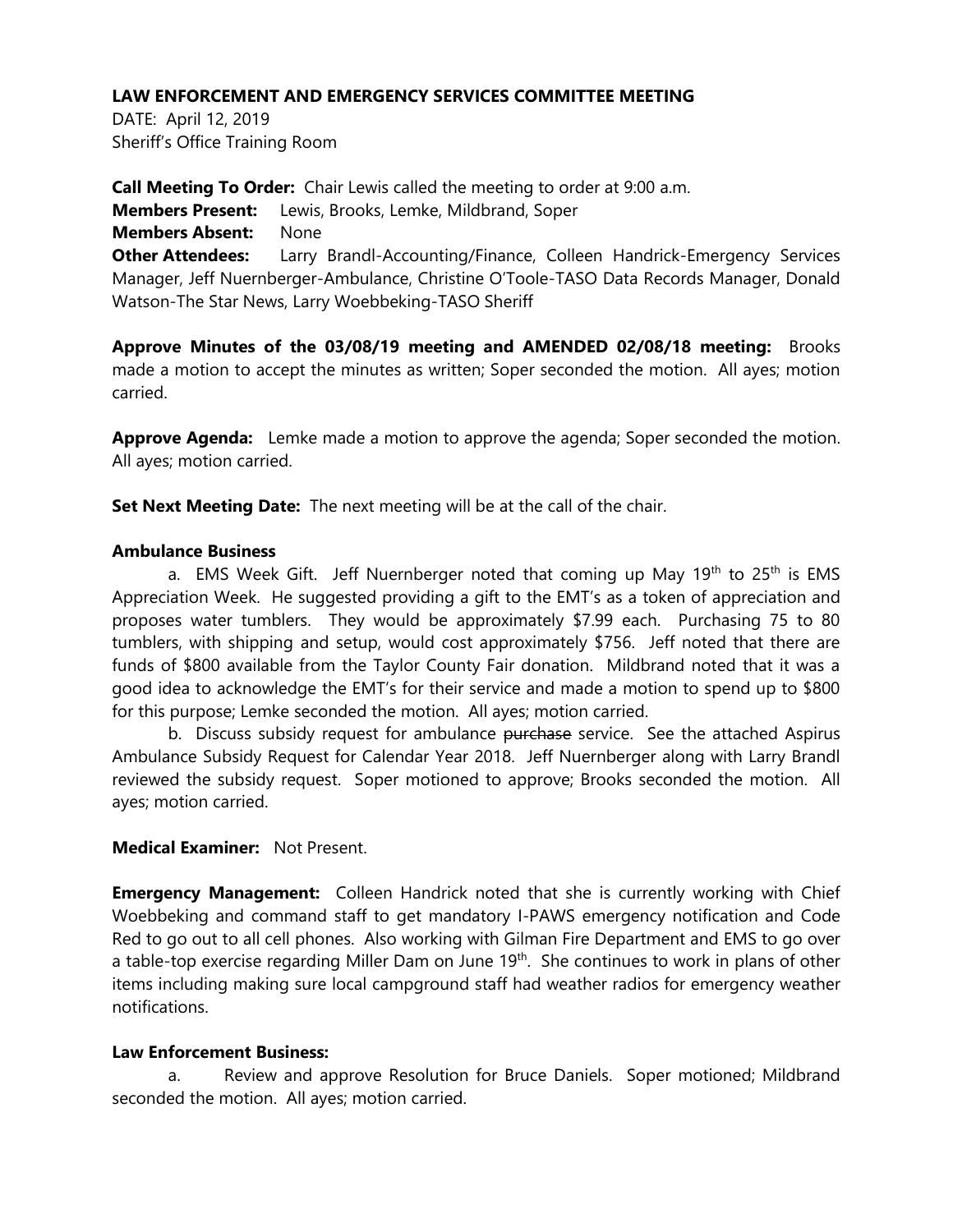**LAW ENFORCEMENT AND EMERGENCY SERVICES COMMITTEE MEETING**

DATE: April 12, 2019
Sheriff's Office Training Room

**Call Meeting To Order:** Chair Lewis called the meeting to order at 9:00 a.m.
**Members Present:** Lewis, Brooks, Lemke, Mildbrand, Soper
**Members Absent:** None
**Other Attendees:** Larry Brandl-Accounting/Finance, Colleen Handrick-Emergency Services Manager, Jeff Nuernberger-Ambulance, Christine O'Toole-TASO Data Records Manager, Donald Watson-The Star News, Larry Woebbeking-TASO Sheriff

**Approve Minutes of the 03/08/19 meeting and AMENDED 02/08/18 meeting:** Brooks made a motion to accept the minutes as written; Soper seconded the motion. All ayes; motion carried.

**Approve Agenda:** Lemke made a motion to approve the agenda; Soper seconded the motion. All ayes; motion carried.

**Set Next Meeting Date:** The next meeting will be at the call of the chair.

**Ambulance Business**

a. EMS Week Gift. Jeff Nuernberger noted that coming up May 19th to 25th is EMS Appreciation Week. He suggested providing a gift to the EMT's as a token of appreciation and proposes water tumblers. They would be approximately $7.99 each. Purchasing 75 to 80 tumblers, with shipping and setup, would cost approximately $756. Jeff noted that there are funds of $800 available from the Taylor County Fair donation. Mildbrand noted that it was a good idea to acknowledge the EMT's for their service and made a motion to spend up to $800 for this purpose; Lemke seconded the motion. All ayes; motion carried.

b. Discuss subsidy request for ambulance ~~purchase~~ service. See the attached Aspirus Ambulance Subsidy Request for Calendar Year 2018. Jeff Nuernberger along with Larry Brandl reviewed the subsidy request. Soper motioned to approve; Brooks seconded the motion. All ayes; motion carried.

**Medical Examiner:** Not Present.

**Emergency Management:** Colleen Handrick noted that she is currently working with Chief Woebbeking and command staff to get mandatory I-PAWS emergency notification and Code Red to go out to all cell phones. Also working with Gilman Fire Department and EMS to go over a table-top exercise regarding Miller Dam on June 19th. She continues to work in plans of other items including making sure local campground staff had weather radios for emergency weather notifications.

**Law Enforcement Business:**

a. Review and approve Resolution for Bruce Daniels. Soper motioned; Mildbrand seconded the motion. All ayes; motion carried.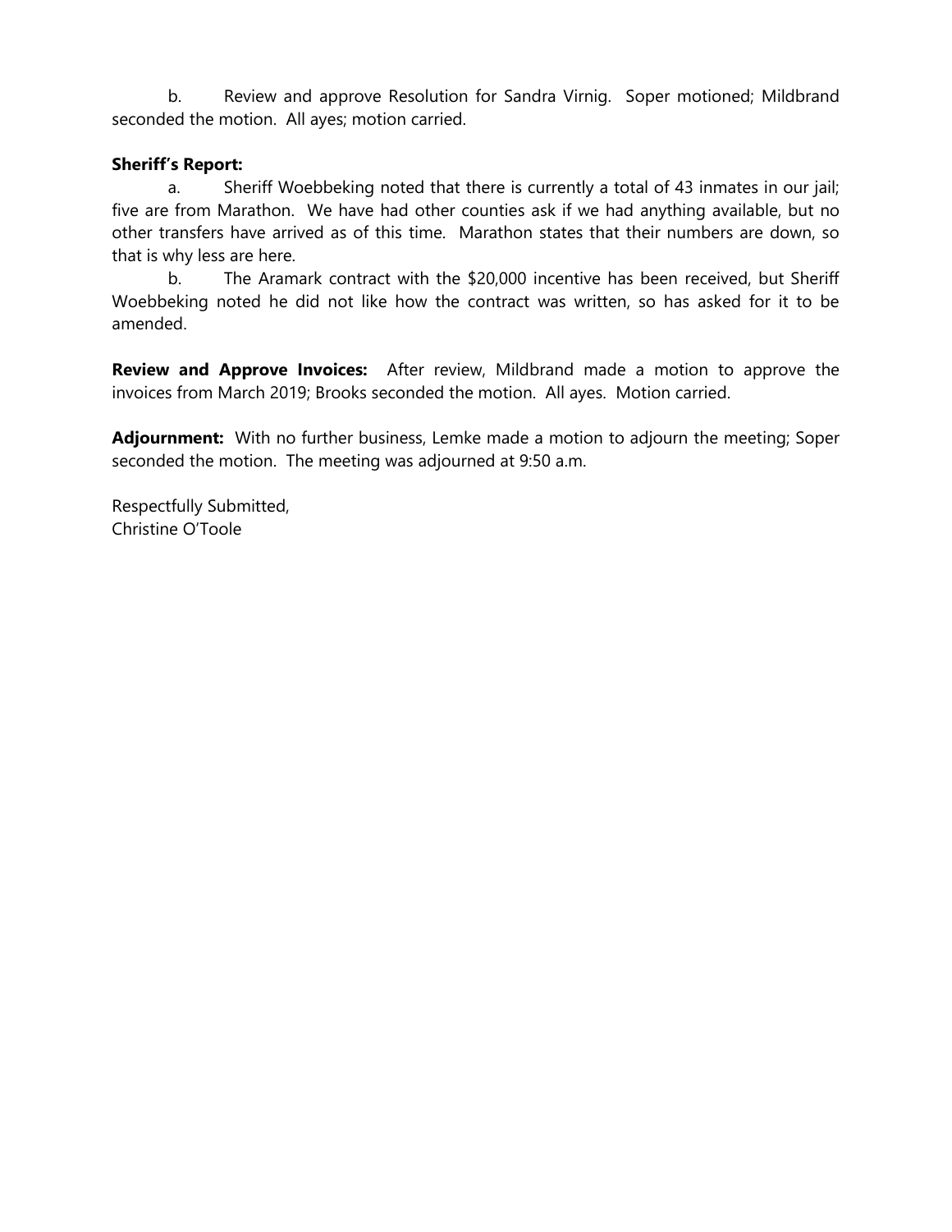b. Review and approve Resolution for Sandra Virnig. Soper motioned; Mildbrand seconded the motion. All ayes; motion carried.

**Sheriff's Report:**

a. Sheriff Woebbeking noted that there is currently a total of 43 inmates in our jail; five are from Marathon. We have had other counties ask if we had anything available, but no other transfers have arrived as of this time. Marathon states that their numbers are down, so that is why less are here.

b. The Aramark contract with the $20,000 incentive has been received, but Sheriff Woebbeking noted he did not like how the contract was written, so has asked for it to be amended.

**Review and Approve Invoices:** After review, Mildbrand made a motion to approve the invoices from March 2019; Brooks seconded the motion. All ayes. Motion carried.

**Adjournment:** With no further business, Lemke made a motion to adjourn the meeting; Soper seconded the motion. The meeting was adjourned at 9:50 a.m.

Respectfully Submitted,
Christine O'Toole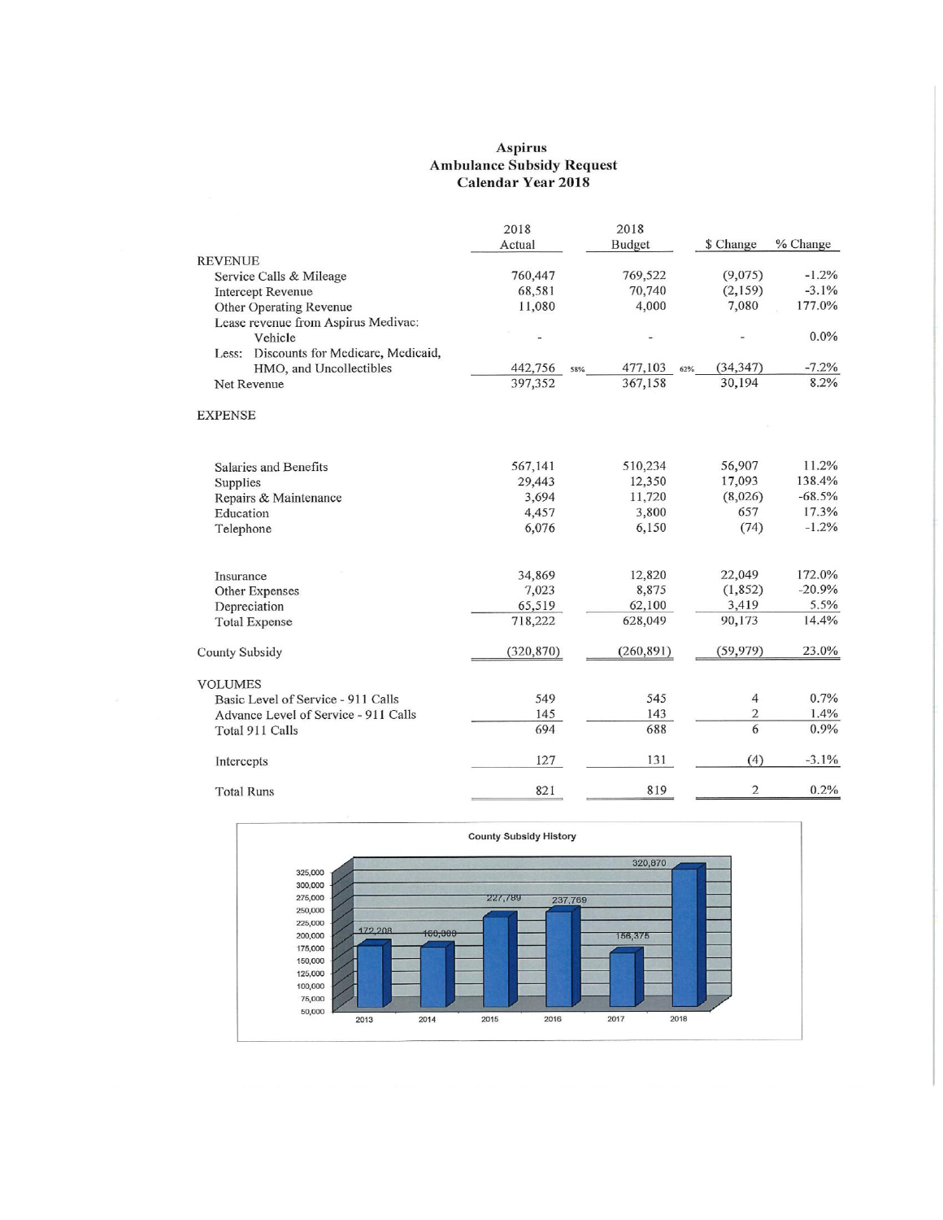# Aspirus
## Ambulance Subsidy Request
### Calendar Year 2018

| | 2018 Actual | 2018 Budget | $ Change | % Change |
|---|---|---|---|---|
| **REVENUE** | | | | |
| Service Calls & Mileage | 760,447 | 769,522 | (9,075) | -1.2% |
| Intercept Revenue | 68,581 | 70,740 | (2,159) | -3.1% |
| Other Operating Revenue | 11,080 | 4,000 | 7,080 | 177.0% |
| Lease revenue from Aspirus Medivac: Vehicle | - | - | - | 0.0% |
| Less: Discounts for Medicare, Medicaid, HMO, and Uncollectibles | 442,756 58% | 477,103 62% | (34,347) | -7.2% |
| Net Revenue | 397,352 | 367,158 | 30,194 | 8.2% |
| **EXPENSE** | | | | |
| Salaries and Benefits | 567,141 | 510,234 | 56,907 | 11.2% |
| Supplies | 29,443 | 12,350 | 17,093 | 138.4% |
| Repairs & Maintenance | 3,694 | 11,720 | (8,026) | -68.5% |
| Education | 4,457 | 3,800 | 657 | 17.3% |
| Telephone | 6,076 | 6,150 | (74) | -1.2% |
| Insurance | 34,869 | 12,820 | 22,049 | 172.0% |
| Other Expenses | 7,023 | 8,875 | (1,852) | -20.9% |
| Depreciation | 65,519 | 62,100 | 3,419 | 5.5% |
| Total Expense | 718,222 | 628,049 | 90,173 | 14.4% |
| County Subsidy | (320,870) | (260,891) | (59,979) | 23.0% |
| **VOLUMES** | | | | |
| Basic Level of Service - 911 Calls | 549 | 545 | 4 | 0.7% |
| Advance Level of Service - 911 Calls | 145 | 143 | 2 | 1.4% |
| Total 911 Calls | 694 | 688 | 6 | 0.9% |
| Intercepts | 127 | 131 | (4) | -3.1% |
| Total Runs | 821 | 819 | 2 | 0.2% |

**County Subsidy History**

| Year | County Subsidy |
|---|---|
| 2013 | 172,208 |
| 2014 | 168,989 |
| 2015 | 227,789 |
| 2016 | 237,769 |
| 2017 | 158,375 |
| 2018 | 320,870 |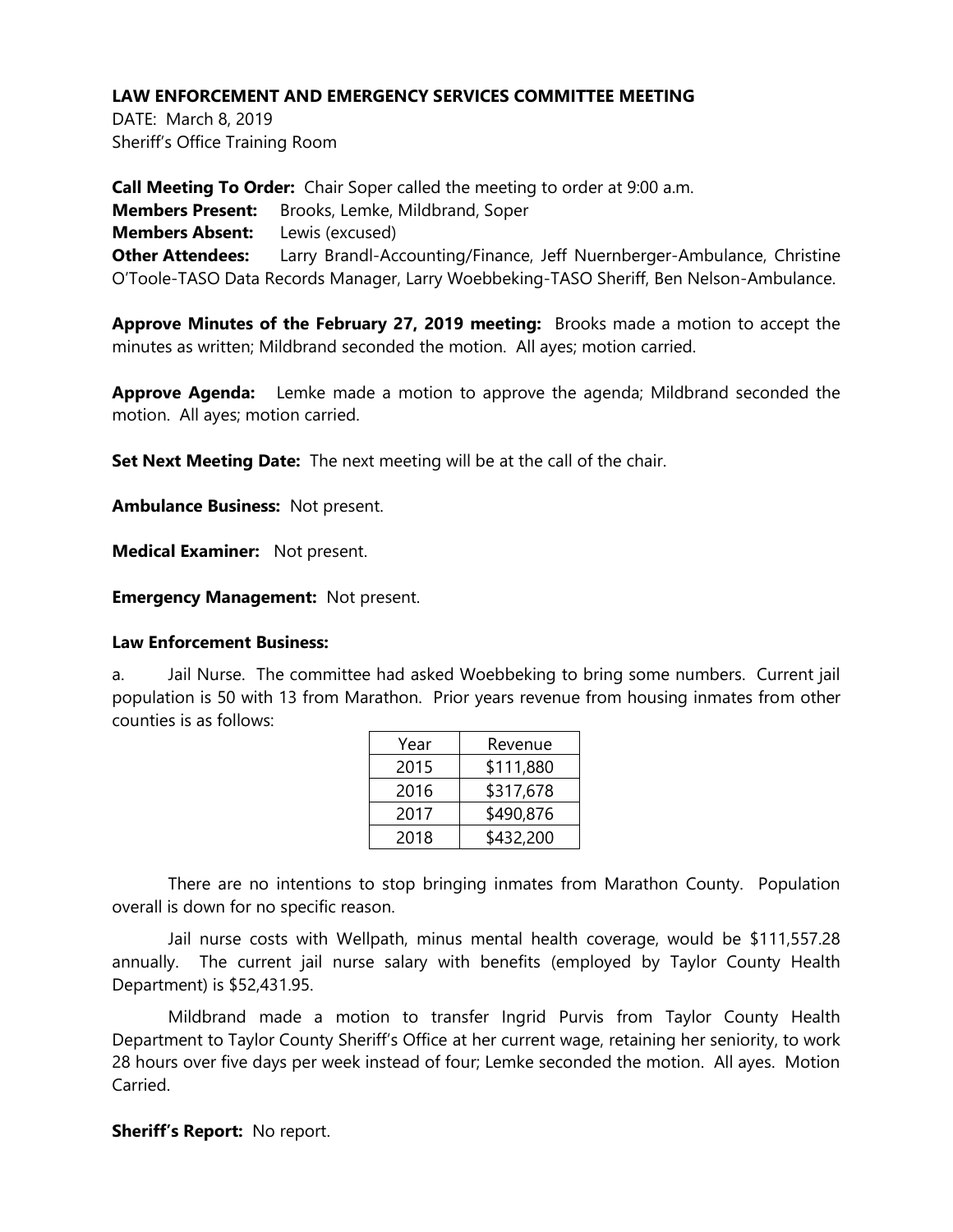**LAW ENFORCEMENT AND EMERGENCY SERVICES COMMITTEE MEETING**

DATE: March 8, 2019

Sheriff's Office Training Room

**Call Meeting To Order:** Chair Soper called the meeting to order at 9:00 a.m.

**Members Present:** Brooks, Lemke, Mildbrand, Soper

**Members Absent:** Lewis (excused)

**Other Attendees:** Larry Brandl-Accounting/Finance, Jeff Nuernberger-Ambulance, Christine O'Toole-TASO Data Records Manager, Larry Woebbeking-TASO Sheriff, Ben Nelson-Ambulance.

**Approve Minutes of the February 27, 2019 meeting:** Brooks made a motion to accept the minutes as written; Mildbrand seconded the motion. All ayes; motion carried.

**Approve Agenda:** Lemke made a motion to approve the agenda; Mildbrand seconded the motion. All ayes; motion carried.

**Set Next Meeting Date:** The next meeting will be at the call of the chair.

**Ambulance Business:** Not present.

**Medical Examiner:** Not present.

**Emergency Management:** Not present.

**Law Enforcement Business:**

a. Jail Nurse. The committee had asked Woebbeking to bring some numbers. Current jail population is 50 with 13 from Marathon. Prior years revenue from housing inmates from other counties is as follows:

| Year | Revenue |
|---|---|
| 2015 | $111,880 |
| 2016 | $317,678 |
| 2017 | $490,876 |
| 2018 | $432,200 |

There are no intentions to stop bringing inmates from Marathon County. Population overall is down for no specific reason.

Jail nurse costs with Wellpath, minus mental health coverage, would be $111,557.28 annually. The current jail nurse salary with benefits (employed by Taylor County Health Department) is $52,431.95.

Mildbrand made a motion to transfer Ingrid Purvis from Taylor County Health Department to Taylor County Sheriff's Office at her current wage, retaining her seniority, to work 28 hours over five days per week instead of four; Lemke seconded the motion. All ayes. Motion Carried.

**Sheriff's Report:** No report.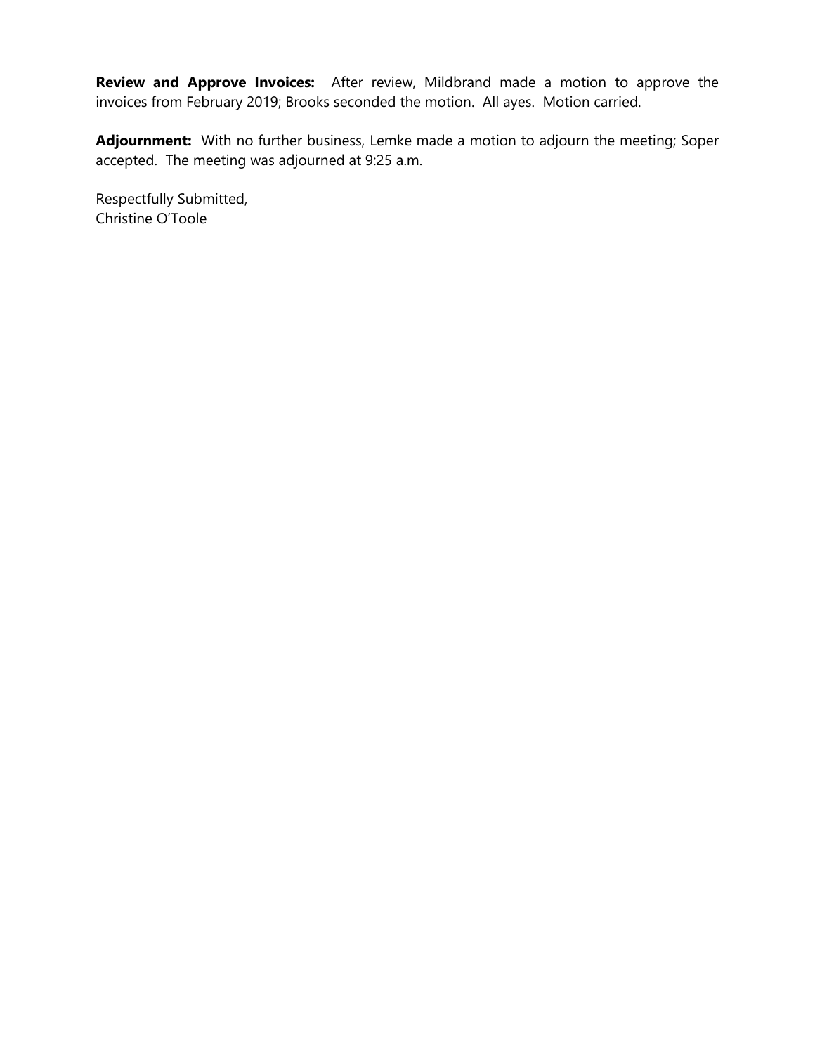**Review and Approve Invoices:** After review, Mildbrand made a motion to approve the invoices from February 2019; Brooks seconded the motion. All ayes. Motion carried.

**Adjournment:** With no further business, Lemke made a motion to adjourn the meeting; Soper accepted. The meeting was adjourned at 9:25 a.m.

Respectfully Submitted,
Christine O'Toole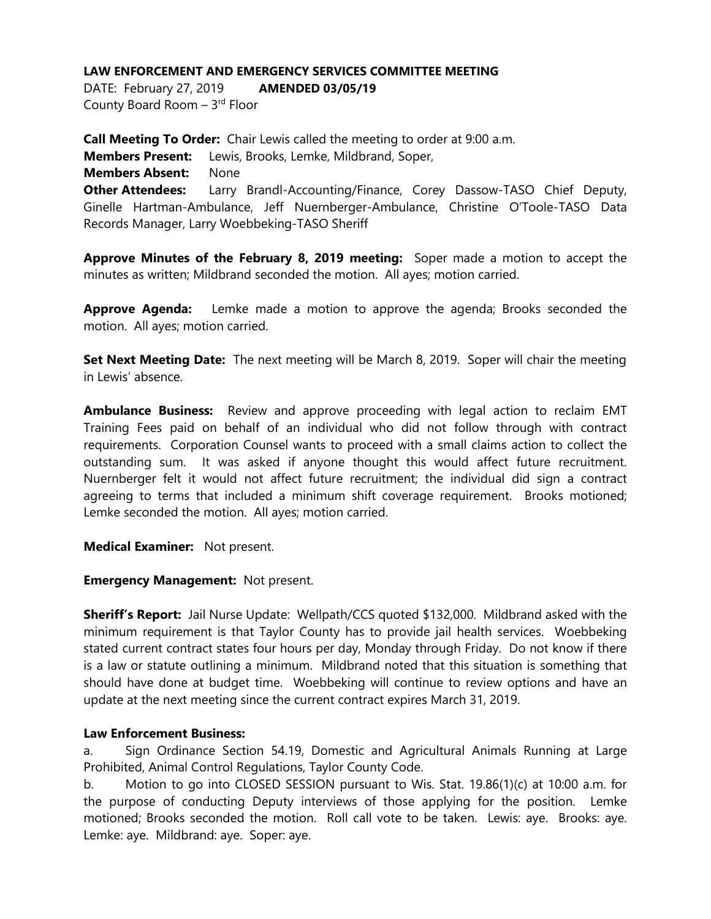**LAW ENFORCEMENT AND EMERGENCY SERVICES COMMITTEE MEETING**

DATE: February 27, 2019 **AMENDED 03/05/19**

County Board Room – 3rd Floor

**Call Meeting To Order:** Chair Lewis called the meeting to order at 9:00 a.m.

**Members Present:** Lewis, Brooks, Lemke, Mildbrand, Soper,

**Members Absent:** None

**Other Attendees:** Larry Brandl-Accounting/Finance, Corey Dassow-TASO Chief Deputy, Ginelle Hartman-Ambulance, Jeff Nuernberger-Ambulance, Christine O'Toole-TASO Data Records Manager, Larry Woebbeking-TASO Sheriff

**Approve Minutes of the February 8, 2019 meeting:** Soper made a motion to accept the minutes as written; Mildbrand seconded the motion. All ayes; motion carried.

**Approve Agenda:** Lemke made a motion to approve the agenda; Brooks seconded the motion. All ayes; motion carried.

**Set Next Meeting Date:** The next meeting will be March 8, 2019. Soper will chair the meeting in Lewis' absence.

**Ambulance Business:** Review and approve proceeding with legal action to reclaim EMT Training Fees paid on behalf of an individual who did not follow through with contract requirements. Corporation Counsel wants to proceed with a small claims action to collect the outstanding sum. It was asked if anyone thought this would affect future recruitment. Nuernberger felt it would not affect future recruitment; the individual did sign a contract agreeing to terms that included a minimum shift coverage requirement. Brooks motioned; Lemke seconded the motion. All ayes; motion carried.

**Medical Examiner:** Not present.

**Emergency Management:** Not present.

**Sheriff's Report:** Jail Nurse Update: Wellpath/CCS quoted $132,000. Mildbrand asked with the minimum requirement is that Taylor County has to provide jail health services. Woebbeking stated current contract states four hours per day, Monday through Friday. Do not know if there is a law or statute outlining a minimum. Mildbrand noted that this situation is something that should have done at budget time. Woebbeking will continue to review options and have an update at the next meeting since the current contract expires March 31, 2019.

**Law Enforcement Business:**

a. Sign Ordinance Section 54.19, Domestic and Agricultural Animals Running at Large Prohibited, Animal Control Regulations, Taylor County Code.

b. Motion to go into CLOSED SESSION pursuant to Wis. Stat. 19.86(1)(c) at 10:00 a.m. for the purpose of conducting Deputy interviews of those applying for the position. Lemke motioned; Brooks seconded the motion. Roll call vote to be taken. Lewis: aye. Brooks: aye. Lemke: aye. Mildbrand: aye. Soper: aye.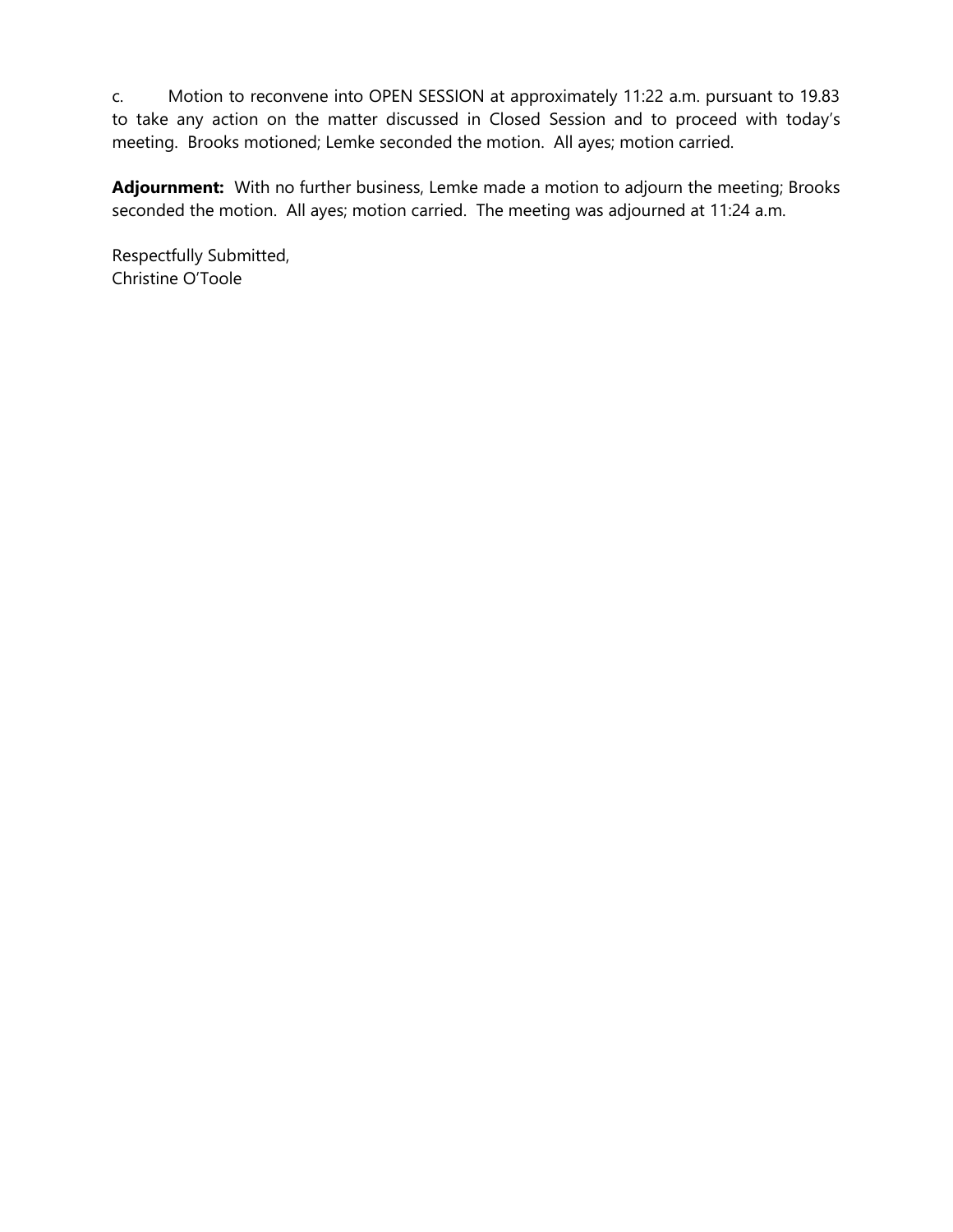c. Motion to reconvene into OPEN SESSION at approximately 11:22 a.m. pursuant to 19.83 to take any action on the matter discussed in Closed Session and to proceed with today's meeting. Brooks motioned; Lemke seconded the motion. All ayes; motion carried.

**Adjournment:** With no further business, Lemke made a motion to adjourn the meeting; Brooks seconded the motion. All ayes; motion carried. The meeting was adjourned at 11:24 a.m.

Respectfully Submitted,
Christine O'Toole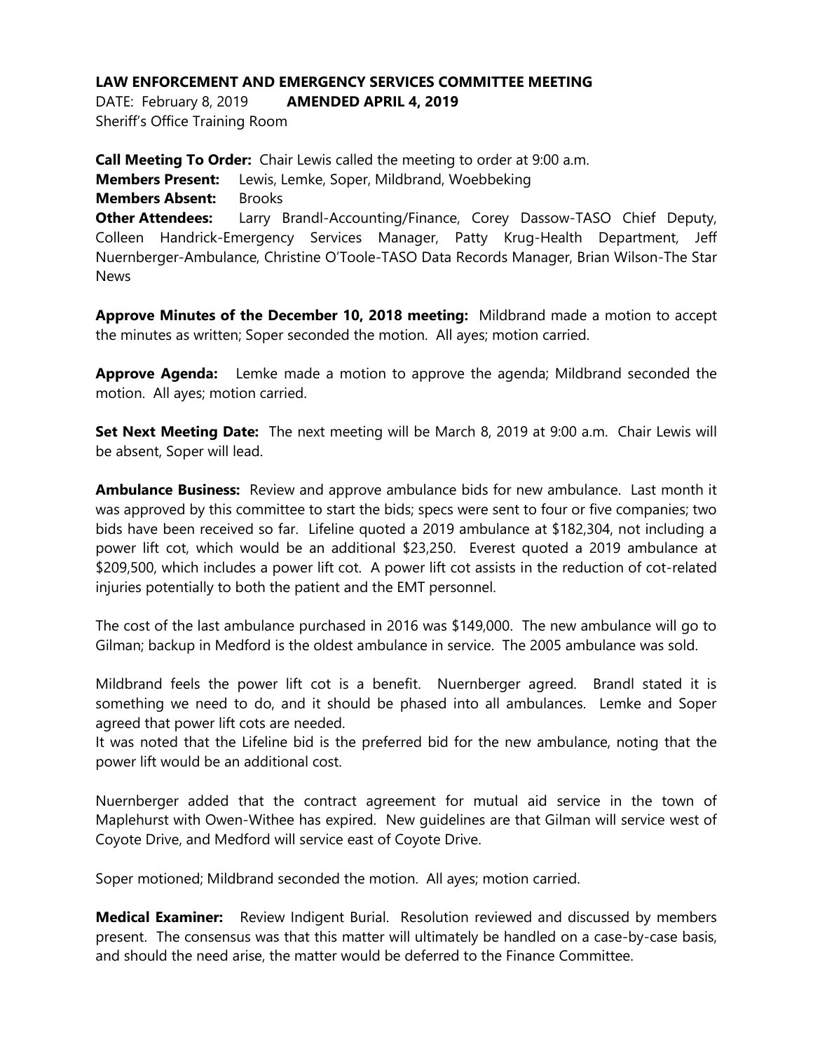**LAW ENFORCEMENT AND EMERGENCY SERVICES COMMITTEE MEETING**

DATE: February 8, 2019 **AMENDED APRIL 4, 2019**

Sheriff's Office Training Room

**Call Meeting To Order:** Chair Lewis called the meeting to order at 9:00 a.m.

**Members Present:** Lewis, Lemke, Soper, Mildbrand, Woebbeking

**Members Absent:** Brooks

**Other Attendees:** Larry Brandl-Accounting/Finance, Corey Dassow-TASO Chief Deputy, Colleen Handrick-Emergency Services Manager, Patty Krug-Health Department, Jeff Nuernberger-Ambulance, Christine O'Toole-TASO Data Records Manager, Brian Wilson-The Star News

**Approve Minutes of the December 10, 2018 meeting:** Mildbrand made a motion to accept the minutes as written; Soper seconded the motion. All ayes; motion carried.

**Approve Agenda:** Lemke made a motion to approve the agenda; Mildbrand seconded the motion. All ayes; motion carried.

**Set Next Meeting Date:** The next meeting will be March 8, 2019 at 9:00 a.m. Chair Lewis will be absent, Soper will lead.

**Ambulance Business:** Review and approve ambulance bids for new ambulance. Last month it was approved by this committee to start the bids; specs were sent to four or five companies; two bids have been received so far. Lifeline quoted a 2019 ambulance at $182,304, not including a power lift cot, which would be an additional $23,250. Everest quoted a 2019 ambulance at $209,500, which includes a power lift cot. A power lift cot assists in the reduction of cot-related injuries potentially to both the patient and the EMT personnel.

The cost of the last ambulance purchased in 2016 was $149,000. The new ambulance will go to Gilman; backup in Medford is the oldest ambulance in service. The 2005 ambulance was sold.

Mildbrand feels the power lift cot is a benefit. Nuernberger agreed. Brandl stated it is something we need to do, and it should be phased into all ambulances. Lemke and Soper agreed that power lift cots are needed.

It was noted that the Lifeline bid is the preferred bid for the new ambulance, noting that the power lift would be an additional cost.

Nuernberger added that the contract agreement for mutual aid service in the town of Maplehurst with Owen-Withee has expired. New guidelines are that Gilman will service west of Coyote Drive, and Medford will service east of Coyote Drive.

Soper motioned; Mildbrand seconded the motion. All ayes; motion carried.

**Medical Examiner:** Review Indigent Burial. Resolution reviewed and discussed by members present. The consensus was that this matter will ultimately be handled on a case-by-case basis, and should the need arise, the matter would be deferred to the Finance Committee.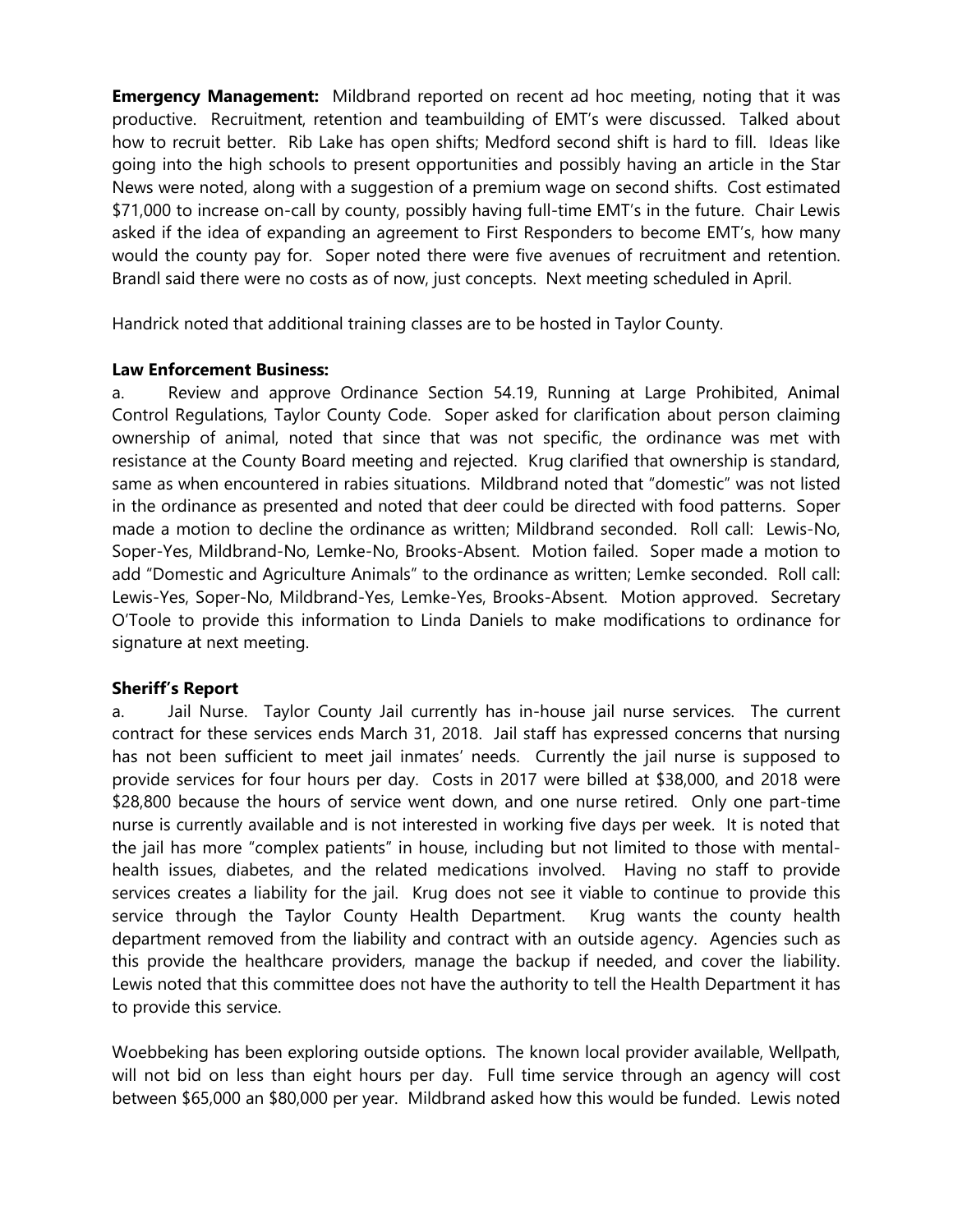**Emergency Management:** Mildbrand reported on recent ad hoc meeting, noting that it was productive. Recruitment, retention and teambuilding of EMT's were discussed. Talked about how to recruit better. Rib Lake has open shifts; Medford second shift is hard to fill. Ideas like going into the high schools to present opportunities and possibly having an article in the Star News were noted, along with a suggestion of a premium wage on second shifts. Cost estimated $71,000 to increase on-call by county, possibly having full-time EMT's in the future. Chair Lewis asked if the idea of expanding an agreement to First Responders to become EMT's, how many would the county pay for. Soper noted there were five avenues of recruitment and retention. Brandl said there were no costs as of now, just concepts. Next meeting scheduled in April.

Handrick noted that additional training classes are to be hosted in Taylor County.

**Law Enforcement Business:**

a. Review and approve Ordinance Section 54.19, Running at Large Prohibited, Animal Control Regulations, Taylor County Code. Soper asked for clarification about person claiming ownership of animal, noted that since that was not specific, the ordinance was met with resistance at the County Board meeting and rejected. Krug clarified that ownership is standard, same as when encountered in rabies situations. Mildbrand noted that "domestic" was not listed in the ordinance as presented and noted that deer could be directed with food patterns. Soper made a motion to decline the ordinance as written; Mildbrand seconded. Roll call: Lewis-No, Soper-Yes, Mildbrand-No, Lemke-No, Brooks-Absent. Motion failed. Soper made a motion to add "Domestic and Agriculture Animals" to the ordinance as written; Lemke seconded. Roll call: Lewis-Yes, Soper-No, Mildbrand-Yes, Lemke-Yes, Brooks-Absent. Motion approved. Secretary O'Toole to provide this information to Linda Daniels to make modifications to ordinance for signature at next meeting.

**Sheriff's Report**

a. Jail Nurse. Taylor County Jail currently has in-house jail nurse services. The current contract for these services ends March 31, 2018. Jail staff has expressed concerns that nursing has not been sufficient to meet jail inmates' needs. Currently the jail nurse is supposed to provide services for four hours per day. Costs in 2017 were billed at $38,000, and 2018 were $28,800 because the hours of service went down, and one nurse retired. Only one part-time nurse is currently available and is not interested in working five days per week. It is noted that the jail has more "complex patients" in house, including but not limited to those with mental-health issues, diabetes, and the related medications involved. Having no staff to provide services creates a liability for the jail. Krug does not see it viable to continue to provide this service through the Taylor County Health Department. Krug wants the county health department removed from the liability and contract with an outside agency. Agencies such as this provide the healthcare providers, manage the backup if needed, and cover the liability. Lewis noted that this committee does not have the authority to tell the Health Department it has to provide this service.

Woebbeking has been exploring outside options. The known local provider available, Wellpath, will not bid on less than eight hours per day. Full time service through an agency will cost between $65,000 an $80,000 per year. Mildbrand asked how this would be funded. Lewis noted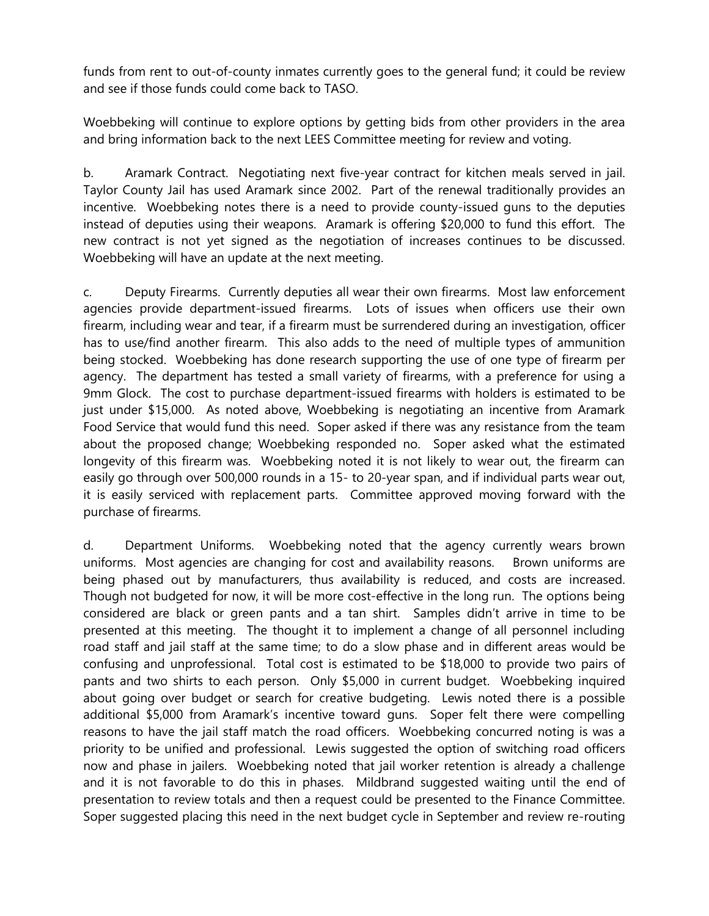funds from rent to out-of-county inmates currently goes to the general fund; it could be review and see if those funds could come back to TASO.

Woebbeking will continue to explore options by getting bids from other providers in the area and bring information back to the next LEES Committee meeting for review and voting.

b. Aramark Contract. Negotiating next five-year contract for kitchen meals served in jail. Taylor County Jail has used Aramark since 2002. Part of the renewal traditionally provides an incentive. Woebbeking notes there is a need to provide county-issued guns to the deputies instead of deputies using their weapons. Aramark is offering $20,000 to fund this effort. The new contract is not yet signed as the negotiation of increases continues to be discussed. Woebbeking will have an update at the next meeting.

c. Deputy Firearms. Currently deputies all wear their own firearms. Most law enforcement agencies provide department-issued firearms. Lots of issues when officers use their own firearm, including wear and tear, if a firearm must be surrendered during an investigation, officer has to use/find another firearm. This also adds to the need of multiple types of ammunition being stocked. Woebbeking has done research supporting the use of one type of firearm per agency. The department has tested a small variety of firearms, with a preference for using a 9mm Glock. The cost to purchase department-issued firearms with holders is estimated to be just under $15,000. As noted above, Woebbeking is negotiating an incentive from Aramark Food Service that would fund this need. Soper asked if there was any resistance from the team about the proposed change; Woebbeking responded no. Soper asked what the estimated longevity of this firearm was. Woebbeking noted it is not likely to wear out, the firearm can easily go through over 500,000 rounds in a 15- to 20-year span, and if individual parts wear out, it is easily serviced with replacement parts. Committee approved moving forward with the purchase of firearms.

d. Department Uniforms. Woebbeking noted that the agency currently wears brown uniforms. Most agencies are changing for cost and availability reasons. Brown uniforms are being phased out by manufacturers, thus availability is reduced, and costs are increased. Though not budgeted for now, it will be more cost-effective in the long run. The options being considered are black or green pants and a tan shirt. Samples didn't arrive in time to be presented at this meeting. The thought it to implement a change of all personnel including road staff and jail staff at the same time; to do a slow phase and in different areas would be confusing and unprofessional. Total cost is estimated to be $18,000 to provide two pairs of pants and two shirts to each person. Only $5,000 in current budget. Woebbeking inquired about going over budget or search for creative budgeting. Lewis noted there is a possible additional $5,000 from Aramark's incentive toward guns. Soper felt there were compelling reasons to have the jail staff match the road officers. Woebbeking concurred noting is was a priority to be unified and professional. Lewis suggested the option of switching road officers now and phase in jailers. Woebbeking noted that jail worker retention is already a challenge and it is not favorable to do this in phases. Mildbrand suggested waiting until the end of presentation to review totals and then a request could be presented to the Finance Committee. Soper suggested placing this need in the next budget cycle in September and review re-routing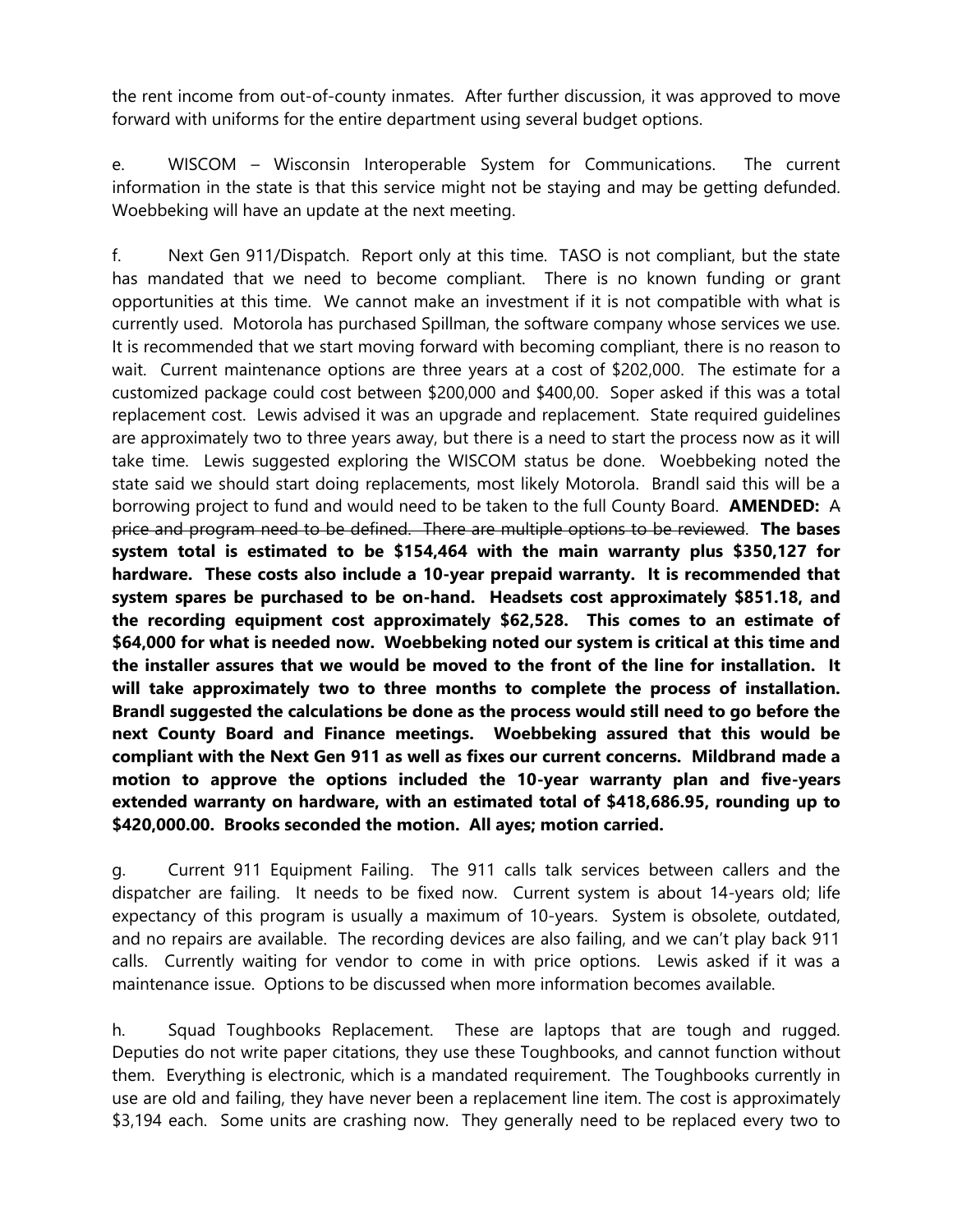the rent income from out-of-county inmates. After further discussion, it was approved to move forward with uniforms for the entire department using several budget options.

e. WISCOM – Wisconsin Interoperable System for Communications. The current information in the state is that this service might not be staying and may be getting defunded. Woebbeking will have an update at the next meeting.

f. Next Gen 911/Dispatch. Report only at this time. TASO is not compliant, but the state has mandated that we need to become compliant. There is no known funding or grant opportunities at this time. We cannot make an investment if it is not compatible with what is currently used. Motorola has purchased Spillman, the software company whose services we use. It is recommended that we start moving forward with becoming compliant, there is no reason to wait. Current maintenance options are three years at a cost of $202,000. The estimate for a customized package could cost between $200,000 and $400,00. Soper asked if this was a total replacement cost. Lewis advised it was an upgrade and replacement. State required guidelines are approximately two to three years away, but there is a need to start the process now as it will take time. Lewis suggested exploring the WISCOM status be done. Woebbeking noted the state said we should start doing replacements, most likely Motorola. Brandl said this will be a borrowing project to fund and would need to be taken to the full County Board. **AMENDED:** ~~A price and program need to be defined. There are multiple options to be reviewed.~~ **The bases system total is estimated to be $154,464 with the main warranty plus $350,127 for hardware. These costs also include a 10-year prepaid warranty. It is recommended that system spares be purchased to be on-hand. Headsets cost approximately $851.18, and the recording equipment cost approximately $62,528. This comes to an estimate of $64,000 for what is needed now. Woebbeking noted our system is critical at this time and the installer assures that we would be moved to the front of the line for installation. It will take approximately two to three months to complete the process of installation. Brandl suggested the calculations be done as the process would still need to go before the next County Board and Finance meetings. Woebbeking assured that this would be compliant with the Next Gen 911 as well as fixes our current concerns. Mildbrand made a motion to approve the options included the 10-year warranty plan and five-years extended warranty on hardware, with an estimated total of $418,686.95, rounding up to $420,000.00. Brooks seconded the motion. All ayes; motion carried.**

g. Current 911 Equipment Failing. The 911 calls talk services between callers and the dispatcher are failing. It needs to be fixed now. Current system is about 14-years old; life expectancy of this program is usually a maximum of 10-years. System is obsolete, outdated, and no repairs are available. The recording devices are also failing, and we can't play back 911 calls. Currently waiting for vendor to come in with price options. Lewis asked if it was a maintenance issue. Options to be discussed when more information becomes available.

h. Squad Toughbooks Replacement. These are laptops that are tough and rugged. Deputies do not write paper citations, they use these Toughbooks, and cannot function without them. Everything is electronic, which is a mandated requirement. The Toughbooks currently in use are old and failing, they have never been a replacement line item. The cost is approximately $3,194 each. Some units are crashing now. They generally need to be replaced every two to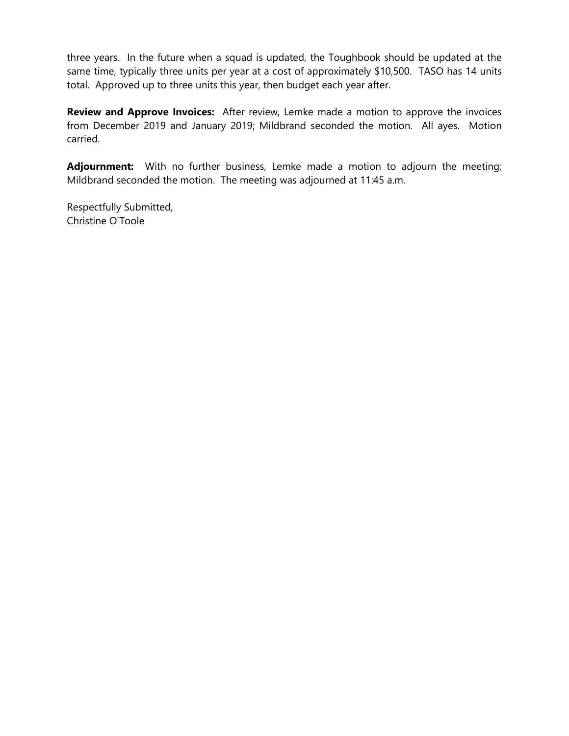three years. In the future when a squad is updated, the Toughbook should be updated at the same time, typically three units per year at a cost of approximately $10,500. TASO has 14 units total. Approved up to three units this year, then budget each year after.

**Review and Approve Invoices:** After review, Lemke made a motion to approve the invoices from December 2019 and January 2019; Mildbrand seconded the motion. All ayes. Motion carried.

**Adjournment:** With no further business, Lemke made a motion to adjourn the meeting; Mildbrand seconded the motion. The meeting was adjourned at 11:45 a.m.

Respectfully Submitted,
Christine O'Toole